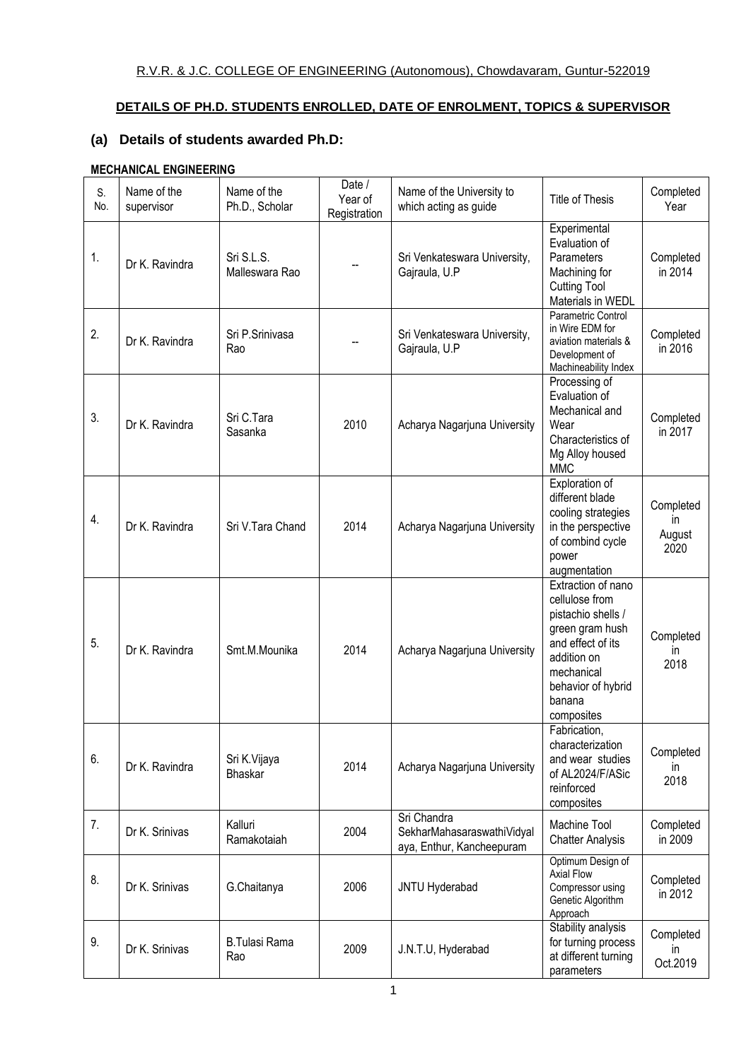R.V.R. & J.C. COLLEGE OF ENGINEERING (Autonomous), Chowdavaram, Guntur-522019

## DETAILS OF PH.D. STUDENTS ENROLLED, DATE OF ENROLMENT, TOPICS & SUPERVISOR

### (a) Details of students awarded Ph.D:

**MECHANICAL ENGINEERING**

| S. No. | Name of the supervisor | Name of the Ph.D., Scholar | Date / Year of Registration | Name of the University to which acting as guide | Title of Thesis | Completed Year |
|---|---|---|---|---|---|---|
| 1. | Dr K. Ravindra | Sri S.L.S. Malleswara Rao | -- | Sri Venkateswara University, Gajraula, U.P | Experimental Evaluation of Parameters Machining for Cutting Tool Materials in WEDL | Completed in 2014 |
| 2. | Dr K. Ravindra | Sri P.Srinivasa Rao | -- | Sri Venkateswara University, Gajraula, U.P | Parametric Control in Wire EDM for aviation materials & Development of Machineability Index | Completed in 2016 |
| 3. | Dr K. Ravindra | Sri C.Tara Sasanka | 2010 | Acharya Nagarjuna University | Processing of Evaluation of Mechanical and Wear Characteristics of Mg Alloy housed MMC | Completed in 2017 |
| 4. | Dr K. Ravindra | Sri V.Tara Chand | 2014 | Acharya Nagarjuna University | Exploration of different blade cooling strategies in the perspective of combind cycle power augmentation | Completed in August 2020 |
| 5. | Dr K. Ravindra | Smt.M.Mounika | 2014 | Acharya Nagarjuna University | Extraction of nano cellulose from pistachio shells / green gram hush and effect of its addition on mechanical behavior of hybrid banana composites | Completed in 2018 |
| 6. | Dr K. Ravindra | Sri K.Vijaya Bhaskar | 2014 | Acharya Nagarjuna University | Fabrication, characterization and wear studies of AL2024/F/ASic reinforced composites | Completed in 2018 |
| 7. | Dr K. Srinivas | Kalluri Ramakotaiah | 2004 | Sri Chandra SekharMahasaraswathiVidyalaya, Enthur, Kancheepuram | Machine Tool Chatter Analysis | Completed in 2009 |
| 8. | Dr K. Srinivas | G.Chaitanya | 2006 | JNTU Hyderabad | Optimum Design of Axial Flow Compressor using Genetic Algorithm Approach | Completed in 2012 |
| 9. | Dr K. Srinivas | B.Tulasi Rama Rao | 2009 | J.N.T.U, Hyderabad | Stability analysis for turning process at different turning parameters | Completed in Oct.2019 |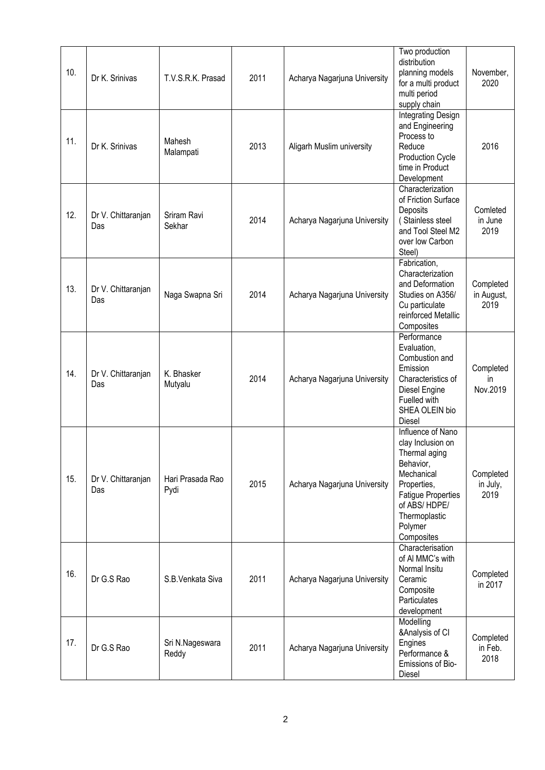| 10. | Dr K. Srinivas | T.V.S.R.K. Prasad | 2011 | Acharya Nagarjuna University | Two production distribution planning models for a multi product multi period supply chain | November, 2020 |
|---|---|---|---|---|---|---|
| 11. | Dr K. Srinivas | Mahesh Malampati | 2013 | Aligarh Muslim university | Integrating Design and Engineering Process to Reduce Production Cycle time in Product Development | 2016 |
| 12. | Dr V. Chittaranjan Das | Sriram Ravi Sekhar | 2014 | Acharya Nagarjuna University | Characterization of Friction Surface Deposits ( Stainless steel and Tool Steel M2 over low Carbon Steel) | Comleted in June 2019 |
| 13. | Dr V. Chittaranjan Das | Naga Swapna Sri | 2014 | Acharya Nagarjuna University | Fabrication, Characterization and Deformation Studies on A356/ Cu particulate reinforced Metallic Composites | Completed in August, 2019 |
| 14. | Dr V. Chittaranjan Das | K. Bhasker Mutyalu | 2014 | Acharya Nagarjuna University | Performance Evaluation, Combustion and Emission Characteristics of Diesel Engine Fuelled with SHEA OLEIN bio Diesel | Completed in Nov.2019 |
| 15. | Dr V. Chittaranjan Das | Hari Prasada Rao Pydi | 2015 | Acharya Nagarjuna University | Influence of Nano clay Inclusion on Thermal aging Behavior, Mechanical Properties, Fatigue Properties of ABS/ HDPE/ Thermoplastic Polymer Composites | Completed in July, 2019 |
| 16. | Dr G.S Rao | S.B.Venkata Siva | 2011 | Acharya Nagarjuna University | Characterisation of Al MMC's with Normal Insitu Ceramic Composite Particulates development | Completed in 2017 |
| 17. | Dr G.S Rao | Sri N.Nageswara Reddy | 2011 | Acharya Nagarjuna University | Modelling &Analysis of CI Engines Performance & Emissions of Bio-Diesel | Completed in Feb. 2018 |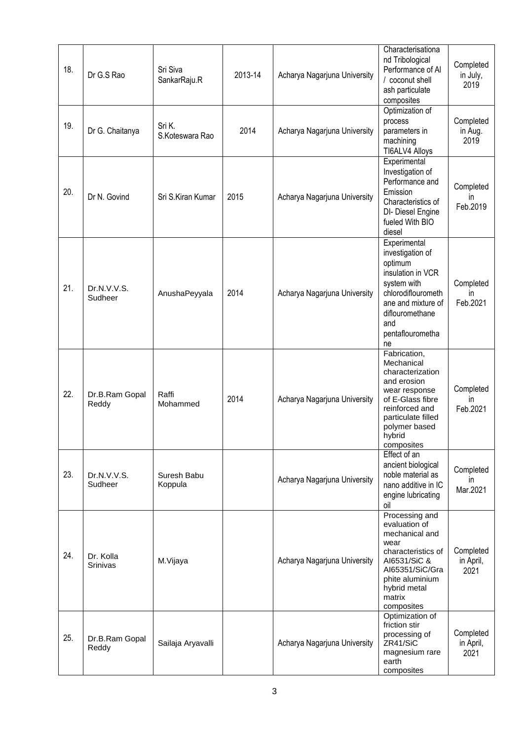| 18. | Dr G.S Rao | Sri Siva SankarRaju.R | 2013-14 | Acharya Nagarjuna University | Characterisationa nd Tribological Performance of Al / coconut shell ash particulate composites | Completed in July, 2019 |
|---|---|---|---|---|---|---|
| 19. | Dr G. Chaitanya | Sri K. S.Koteswara Rao | 2014 | Acharya Nagarjuna University | Optimization of process parameters in machining TI6ALV4 Alloys | Completed in Aug. 2019 |
| 20. | Dr N. Govind | Sri S.Kiran Kumar | 2015 | Acharya Nagarjuna University | Experimental Investigation of Performance and Emission Characteristics of DI- Diesel Engine fueled With BIO diesel | Completed in Feb.2019 |
| 21. | Dr.N.V.V.S. Sudheer | AnushaPeyyala | 2014 | Acharya Nagarjuna University | Experimental investigation of optimum insulation in VCR system with chlorodiflourometh ane and mixture of diflouromethane and pentaflourometha ne | Completed in Feb.2021 |
| 22. | Dr.B.Ram Gopal Reddy | Raffi Mohammed | 2014 | Acharya Nagarjuna University | Fabrication, Mechanical characterization and erosion wear response of E-Glass fibre reinforced and particulate filled polymer based hybrid composites | Completed in Feb.2021 |
| 23. | Dr.N.V.V.S. Sudheer | Suresh Babu Koppula | | Acharya Nagarjuna University | Effect of an ancient biological noble material as nano additive in IC engine lubricating oil | Completed in Mar.2021 |
| 24. | Dr. Kolla Srinivas | M.Vijaya | | Acharya Nagarjuna University | Processing and evaluation of mechanical and wear characteristics of AI6531/SiC & AI65351/SiC/Gra phite aluminium hybrid metal matrix composites | Completed in April, 2021 |
| 25. | Dr.B.Ram Gopal Reddy | Sailaja Aryavalli | | Acharya Nagarjuna University | Optimization of friction stir processing of ZR41/SiC magnesium rare earth composites | Completed in April, 2021 |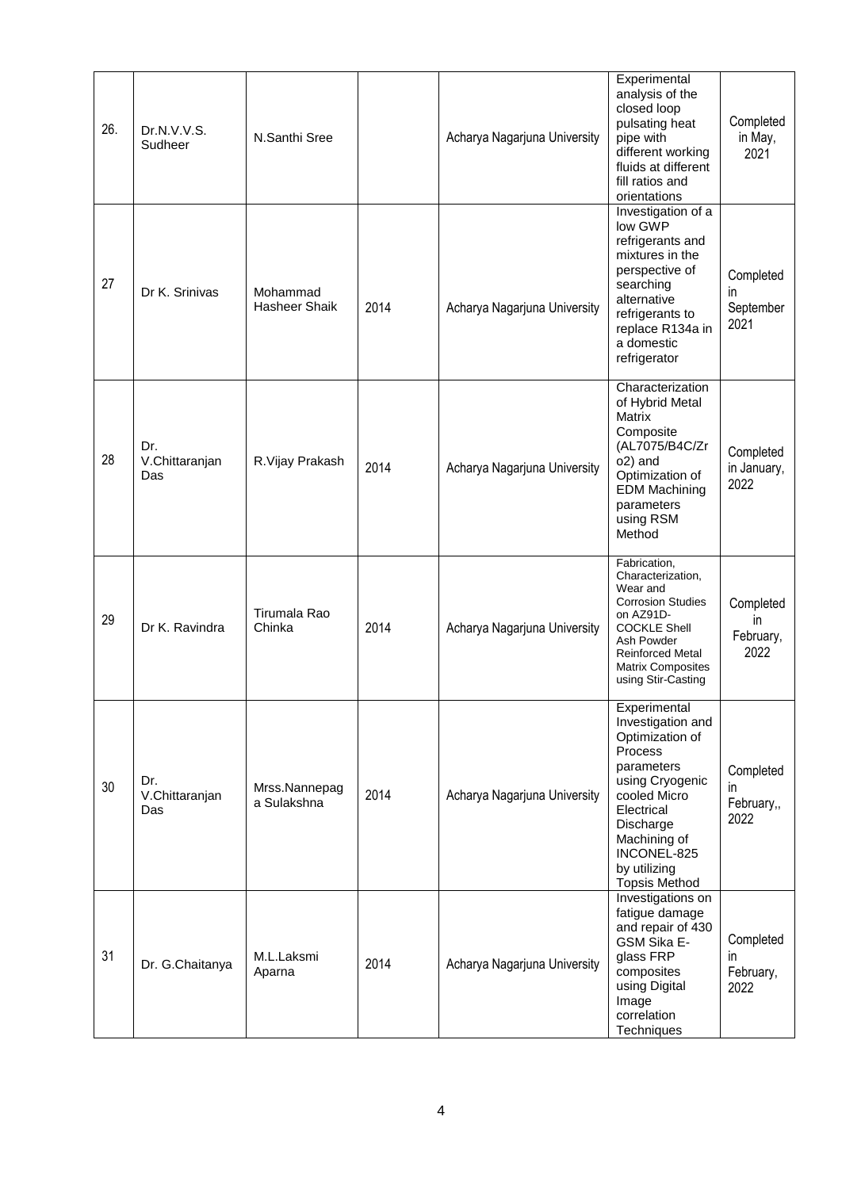| 26. | Dr.N.V.V.S. Sudheer | N.Santhi Sree | | Acharya Nagarjuna University | Experimental analysis of the closed loop pulsating heat pipe with different working fluids at different fill ratios and orientations | Completed in May, 2021 |
|---|---|---|---|---|---|---|
| 27 | Dr K. Srinivas | Mohammad Hasheer Shaik | 2014 | Acharya Nagarjuna University | Investigation of a low GWP refrigerants and mixtures in the perspective of searching alternative refrigerants to replace R134a in a domestic refrigerator | Completed in September 2021 |
| 28 | Dr. V.Chittaranjan Das | R.Vijay Prakash | 2014 | Acharya Nagarjuna University | Characterization of Hybrid Metal Matrix Composite (AL7075/B4C/Zro2) and Optimization of EDM Machining parameters using RSM Method | Completed in January, 2022 |
| 29 | Dr K. Ravindra | Tirumala Rao Chinka | 2014 | Acharya Nagarjuna University | Fabrication, Characterization, Wear and Corrosion Studies on AZ91D-COCKLE Shell Ash Powder Reinforced Metal Matrix Composites using Stir-Casting | Completed in February, 2022 |
| 30 | Dr. V.Chittaranjan Das | Mrss.Nannepaga Sulakshna | 2014 | Acharya Nagarjuna University | Experimental Investigation and Optimization of Process parameters using Cryogenic cooled Micro Electrical Discharge Machining of INCONEL-825 by utilizing Topsis Method | Completed in February,, 2022 |
| 31 | Dr. G.Chaitanya | M.L.Laksmi Aparna | 2014 | Acharya Nagarjuna University | Investigations on fatigue damage and repair of 430 GSM Sika E-glass FRP composites using Digital Image correlation Techniques | Completed in February, 2022 |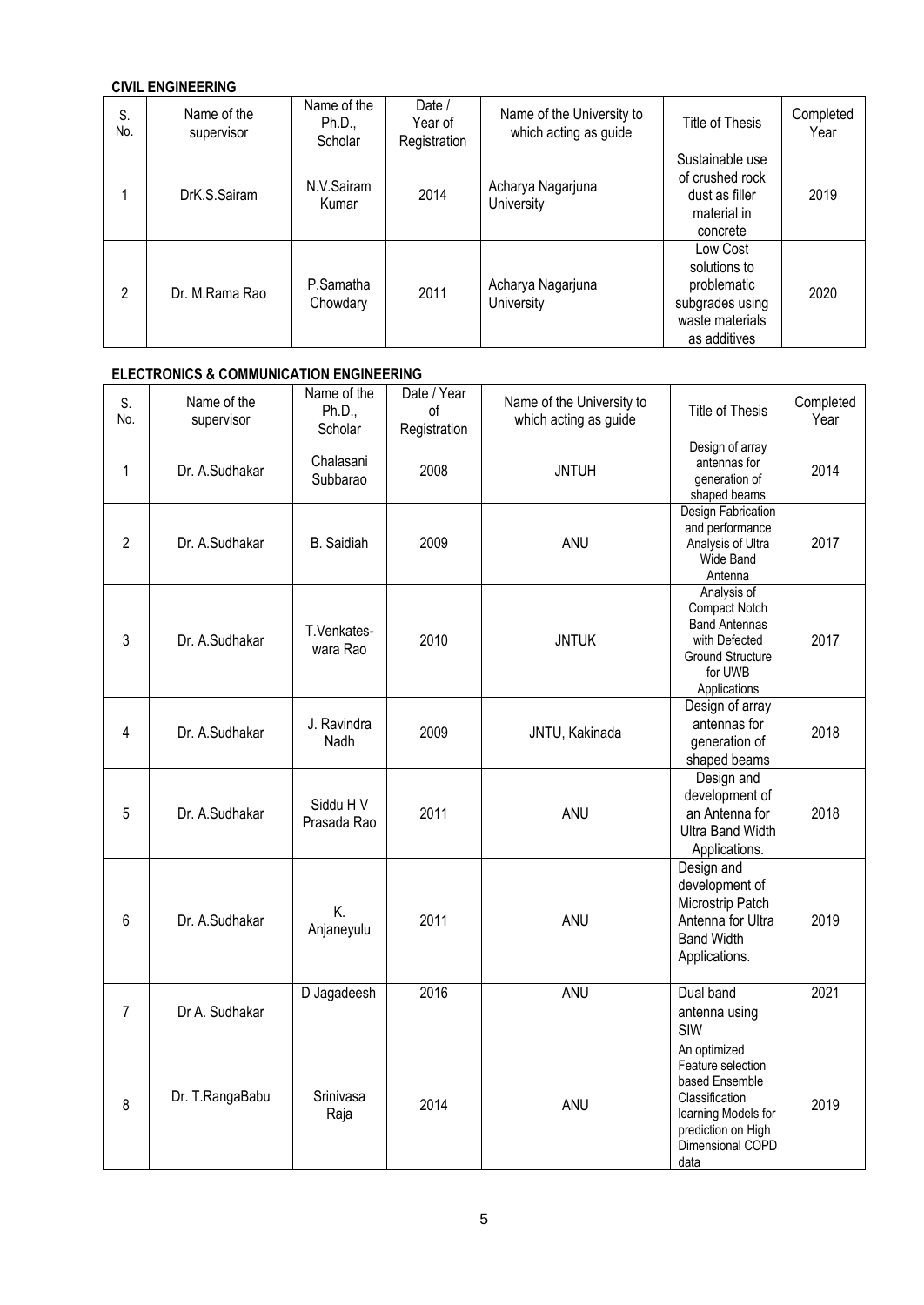**CIVIL ENGINEERING**

| S. No. | Name of the supervisor | Name of the Ph.D., Scholar | Date / Year of Registration | Name of the University to which acting as guide | Title of Thesis | Completed Year |
|---|---|---|---|---|---|---|
| 1 | DrK.S.Sairam | N.V.Sairam Kumar | 2014 | Acharya Nagarjuna University | Sustainable use of crushed rock dust as filler material in concrete | 2019 |
| 2 | Dr. M.Rama Rao | P.Samatha Chowdary | 2011 | Acharya Nagarjuna University | Low Cost solutions to problematic subgrades using waste materials as additives | 2020 |

**ELECTRONICS & COMMUNICATION ENGINEERING**

| S. No. | Name of the supervisor | Name of the Ph.D., Scholar | Date / Year of Registration | Name of the University to which acting as guide | Title of Thesis | Completed Year |
|---|---|---|---|---|---|---|
| 1 | Dr. A.Sudhakar | Chalasani Subbarao | 2008 | JNTUH | Design of array antennas for generation of shaped beams | 2014 |
| 2 | Dr. A.Sudhakar | B. Saidiah | 2009 | ANU | Design Fabrication and performance Analysis of Ultra Wide Band Antenna | 2017 |
| 3 | Dr. A.Sudhakar | T.Venkates-wara Rao | 2010 | JNTUK | Analysis of Compact Notch Band Antennas with Defected Ground Structure for UWB Applications | 2017 |
| 4 | Dr. A.Sudhakar | J. Ravindra Nadh | 2009 | JNTU, Kakinada | Design of array antennas for generation of shaped beams | 2018 |
| 5 | Dr. A.Sudhakar | Siddu H V Prasada Rao | 2011 | ANU | Design and development of an Antenna for Ultra Band Width Applications. | 2018 |
| 6 | Dr. A.Sudhakar | K. Anjaneyulu | 2011 | ANU | Design and development of Microstrip Patch Antenna for Ultra Band Width Applications. | 2019 |
| 7 | Dr A. Sudhakar | D Jagadeesh | 2016 | ANU | Dual band antenna using SIW | 2021 |
| 8 | Dr. T.RangaBabu | Srinivasa Raja | 2014 | ANU | An optimized Feature selection based Ensemble Classification learning Models for prediction on High Dimensional COPD data | 2019 |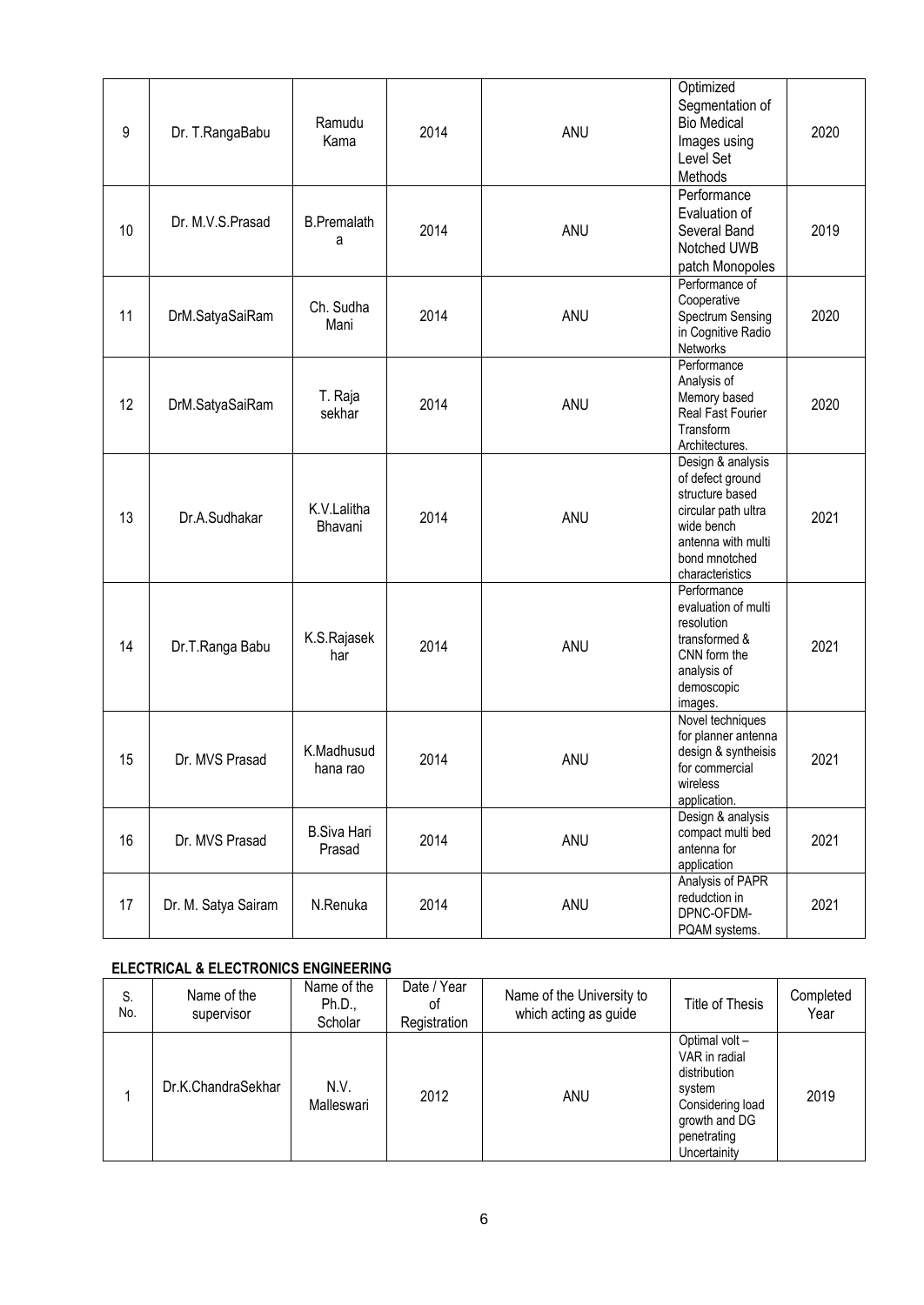| 9 | Dr. T.RangaBabu | Ramudu Kama | 2014 | ANU | Optimized Segmentation of Bio Medical Images using Level Set Methods | 2020 |
|---|---|---|---|---|---|---|
| 10 | Dr. M.V.S.Prasad | B.Premalatha | 2014 | ANU | Performance Evaluation of Several Band Notched UWB patch Monopoles | 2019 |
| 11 | DrM.SatyaSaiRam | Ch. Sudha Mani | 2014 | ANU | Performance of Cooperative Spectrum Sensing in Cognitive Radio Networks | 2020 |
| 12 | DrM.SatyaSaiRam | T. Raja sekhar | 2014 | ANU | Performance Analysis of Memory based Real Fast Fourier Transform Architectures. | 2020 |
| 13 | Dr.A.Sudhakar | K.V.Lalitha Bhavani | 2014 | ANU | Design & analysis of defect ground structure based circular path ultra wide bench antenna with multi bond mnotched characteristics | 2021 |
| 14 | Dr.T.Ranga Babu | K.S.Rajasekhar | 2014 | ANU | Performance evaluation of multi resolution transformed & CNN form the analysis of demoscopic images. | 2021 |
| 15 | Dr. MVS Prasad | K.Madhusudhana rao | 2014 | ANU | Novel techniques for planner antenna design & syntheisis for commercial wireless application. | 2021 |
| 16 | Dr. MVS Prasad | B.Siva Hari Prasad | 2014 | ANU | Design & analysis compact multi bed antenna for application | 2021 |
| 17 | Dr. M. Satya Sairam | N.Renuka | 2014 | ANU | Analysis of PAPR redudction in DPNC-OFDM-PQAM systems. | 2021 |

**ELECTRICAL & ELECTRONICS ENGINEERING**

| S. No. | Name of the supervisor | Name of the Ph.D., Scholar | Date / Year of Registration | Name of the University to which acting as guide | Title of Thesis | Completed Year |
|---|---|---|---|---|---|---|
| 1 | Dr.K.ChandraSekhar | N.V. Malleswari | 2012 | ANU | Optimal volt – VAR in radial distribution system Considering load growth and DG penetrating Uncertainity | 2019 |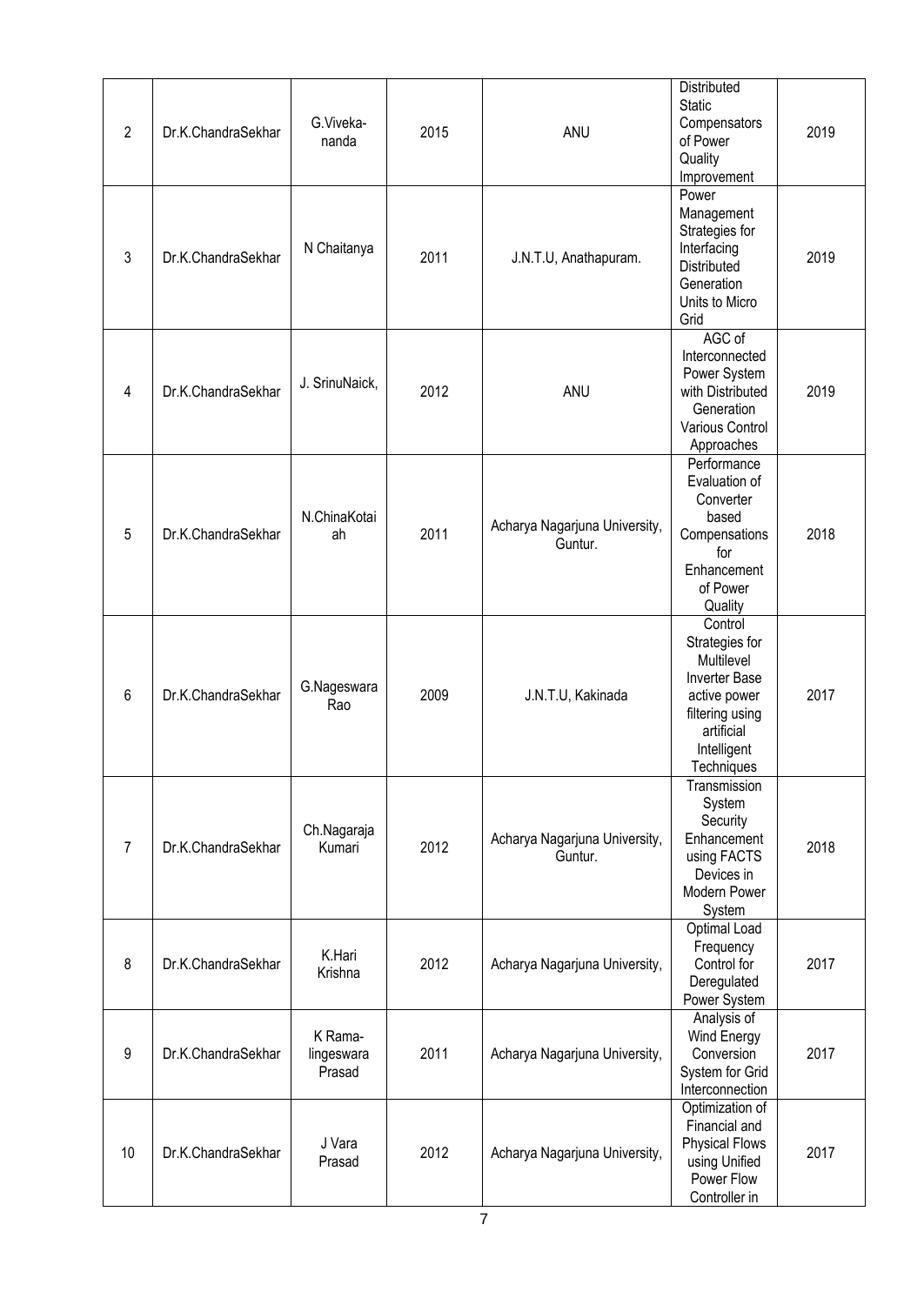| 2 | Dr.K.ChandraSekhar | G.Viveka-nanda | 2015 | ANU | Distributed Static Compensators of Power Quality Improvement | 2019 |
|---|---|---|---|---|---|---|
| 3 | Dr.K.ChandraSekhar | N Chaitanya | 2011 | J.N.T.U, Anathapuram. | Power Management Strategies for Interfacing Distributed Generation Units to Micro Grid | 2019 |
| 4 | Dr.K.ChandraSekhar | J. SrinuNaick, | 2012 | ANU | AGC of Interconnected Power System with Distributed Generation Various Control Approaches | 2019 |
| 5 | Dr.K.ChandraSekhar | N.ChinaKotaiah | 2011 | Acharya Nagarjuna University, Guntur. | Performance Evaluation of Converter based Compensations for Enhancement of Power Quality | 2018 |
| 6 | Dr.K.ChandraSekhar | G.Nageswara Rao | 2009 | J.N.T.U, Kakinada | Control Strategies for Multilevel Inverter Base active power filtering using artificial Intelligent Techniques | 2017 |
| 7 | Dr.K.ChandraSekhar | Ch.Nagaraja Kumari | 2012 | Acharya Nagarjuna University, Guntur. | Transmission System Security Enhancement using FACTS Devices in Modern Power System | 2018 |
| 8 | Dr.K.ChandraSekhar | K.Hari Krishna | 2012 | Acharya Nagarjuna University, | Optimal Load Frequency Control for Deregulated Power System | 2017 |
| 9 | Dr.K.ChandraSekhar | K Rama-lingeswara Prasad | 2011 | Acharya Nagarjuna University, | Analysis of Wind Energy Conversion System for Grid Interconnection | 2017 |
| 10 | Dr.K.ChandraSekhar | J Vara Prasad | 2012 | Acharya Nagarjuna University, | Optimization of Financial and Physical Flows using Unified Power Flow Controller in | 2017 |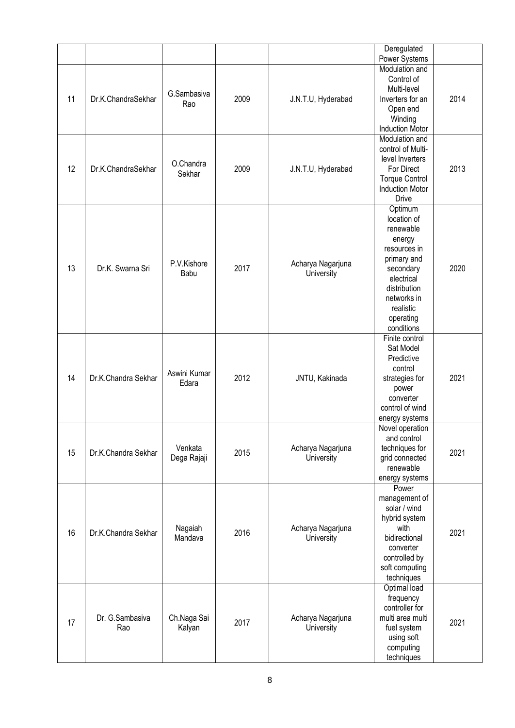| | | | | | | |
|---|---|---|---|---|---|---|
| | | | | | Deregulated Power Systems | |
| 11 | Dr.K.ChandraSekhar | G.Sambasiva Rao | 2009 | J.N.T.U, Hyderabad | Modulation and Control of Multi-level Inverters for an Open end Winding Induction Motor | 2014 |
| 12 | Dr.K.ChandraSekhar | O.Chandra Sekhar | 2009 | J.N.T.U, Hyderabad | Modulation and control of Multi-level Inverters For Direct Torque Control Induction Motor Drive | 2013 |
| 13 | Dr.K. Swarna Sri | P.V.Kishore Babu | 2017 | Acharya Nagarjuna University | Optimum location of renewable energy resources in primary and secondary electrical distribution networks in realistic operating conditions | 2020 |
| 14 | Dr.K.Chandra Sekhar | Aswini Kumar Edara | 2012 | JNTU, Kakinada | Finite control Sat Model Predictive control strategies for power converter control of wind energy systems | 2021 |
| 15 | Dr.K.Chandra Sekhar | Venkata Dega Rajaji | 2015 | Acharya Nagarjuna University | Novel operation and control techniques for grid connected renewable energy systems | 2021 |
| 16 | Dr.K.Chandra Sekhar | Nagaiah Mandava | 2016 | Acharya Nagarjuna University | Power management of solar / wind hybrid system with bidirectional converter controlled by soft computing techniques | 2021 |
| 17 | Dr. G.Sambasiva Rao | Ch.Naga Sai Kalyan | 2017 | Acharya Nagarjuna University | Optimal load frequency controller for multi area multi fuel system using soft computing techniques | 2021 |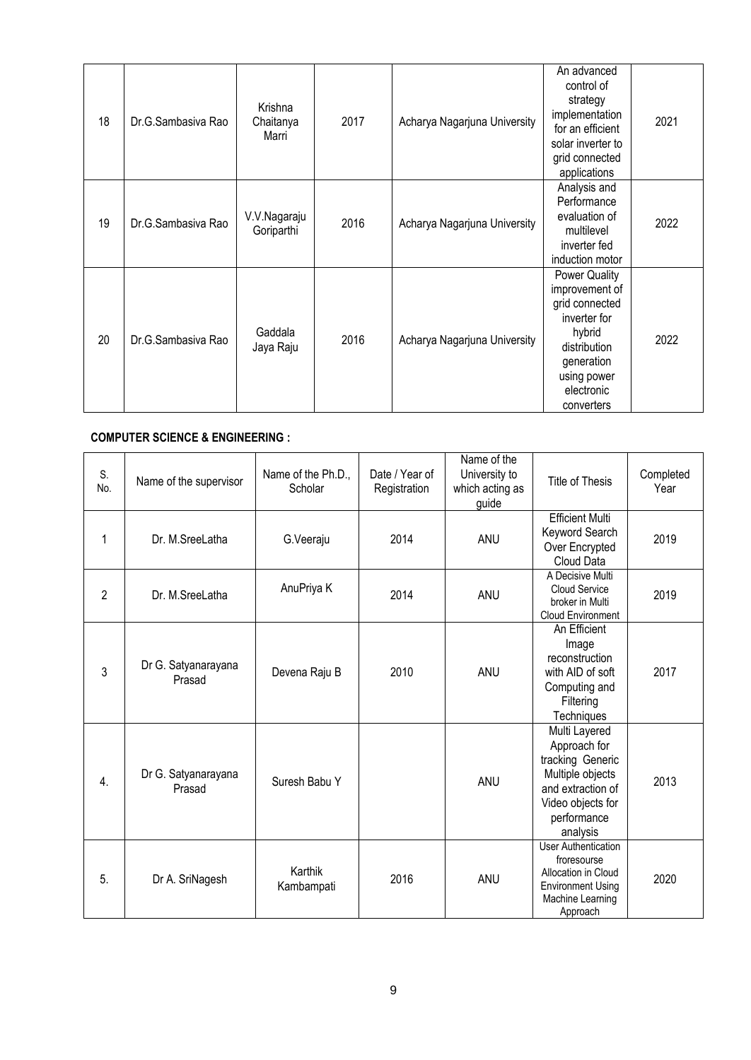| 18 | Dr.G.Sambasiva Rao | Krishna Chaitanya Marri | 2017 | Acharya Nagarjuna University | An advanced control of strategy implementation for an efficient solar inverter to grid connected applications | 2021 |
|---|---|---|---|---|---|---|
| 19 | Dr.G.Sambasiva Rao | V.V.Nagaraju Goriparthi | 2016 | Acharya Nagarjuna University | Analysis and Performance evaluation of multilevel inverter fed induction motor | 2022 |
| 20 | Dr.G.Sambasiva Rao | Gaddala Jaya Raju | 2016 | Acharya Nagarjuna University | Power Quality improvement of grid connected inverter for hybrid distribution generation using power electronic converters | 2022 |

**COMPUTER SCIENCE & ENGINEERING :**

| S. No. | Name of the supervisor | Name of the Ph.D., Scholar | Date / Year of Registration | Name of the University to which acting as guide | Title of Thesis | Completed Year |
|---|---|---|---|---|---|---|
| 1 | Dr. M.SreeLatha | G.Veeraju | 2014 | ANU | Efficient Multi Keyword Search Over Encrypted Cloud Data | 2019 |
| 2 | Dr. M.SreeLatha | AnuPriya K | 2014 | ANU | A Decisive Multi Cloud Service broker in Multi Cloud Environment | 2019 |
| 3 | Dr G. Satyanarayana Prasad | Devena Raju B | 2010 | ANU | An Efficient Image reconstruction with AID of soft Computing and Filtering Techniques | 2017 |
| 4. | Dr G. Satyanarayana Prasad | Suresh Babu Y | | ANU | Multi Layered Approach for tracking Generic Multiple objects and extraction of Video objects for performance analysis | 2013 |
| 5. | Dr A. SriNagesh | Karthik Kambampati | 2016 | ANU | User Authentication froresourse Allocation in Cloud Environment Using Machine Learning Approach | 2020 |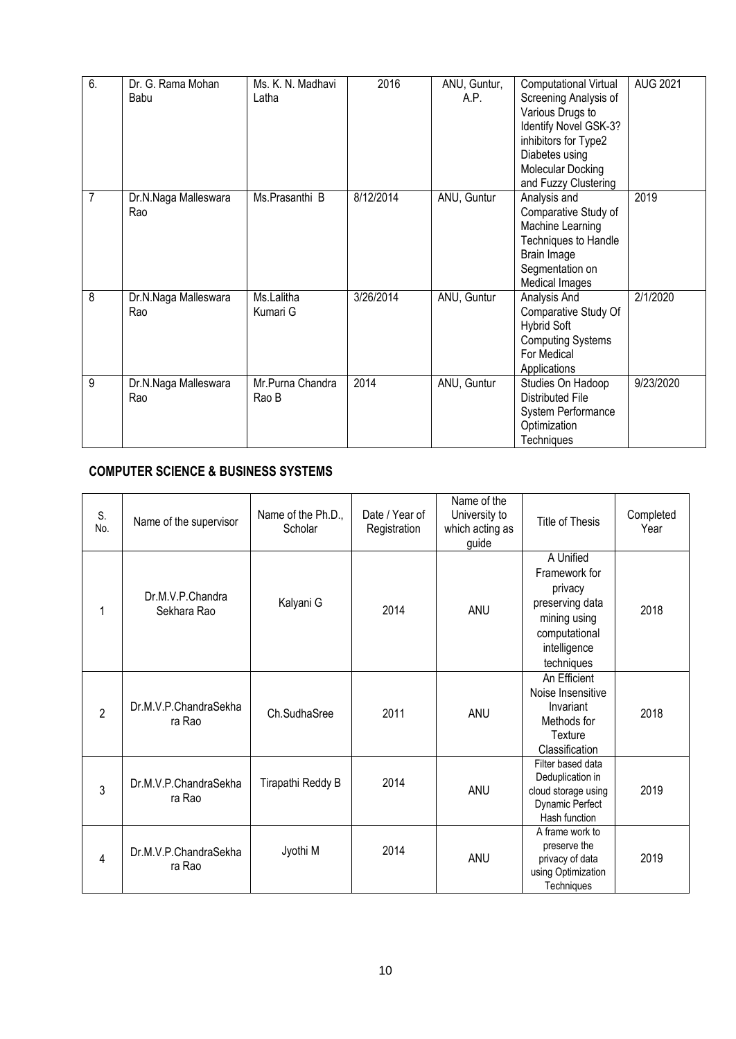| 6. | Dr. G. Rama Mohan Babu | Ms. K. N. Madhavi Latha | 2016 | ANU, Guntur, A.P. | Computational Virtual Screening Analysis of Various Drugs to Identify Novel GSK-3? inhibitors for Type2 Diabetes using Molecular Docking and Fuzzy Clustering | AUG 2021 |
|---|---|---|---|---|---|---|
| 7 | Dr.N.Naga Malleswara Rao | Ms.Prasanthi B | 8/12/2014 | ANU, Guntur | Analysis and Comparative Study of Machine Learning Techniques to Handle Brain Image Segmentation on Medical Images | 2019 |
| 8 | Dr.N.Naga Malleswara Rao | Ms.Lalitha Kumari G | 3/26/2014 | ANU, Guntur | Analysis And Comparative Study Of Hybrid Soft Computing Systems For Medical Applications | 2/1/2020 |
| 9 | Dr.N.Naga Malleswara Rao | Mr.Purna Chandra Rao B | 2014 | ANU, Guntur | Studies On Hadoop Distributed File System Performance Optimization Techniques | 9/23/2020 |

**COMPUTER SCIENCE & BUSINESS SYSTEMS**

| S. No. | Name of the supervisor | Name of the Ph.D., Scholar | Date / Year of Registration | Name of the University to which acting as guide | Title of Thesis | Completed Year |
|---|---|---|---|---|---|---|
| 1 | Dr.M.V.P.Chandra Sekhara Rao | Kalyani G | 2014 | ANU | A Unified Framework for privacy preserving data mining using computational intelligence techniques | 2018 |
| 2 | Dr.M.V.P.ChandraSekhara Rao | Ch.SudhaSree | 2011 | ANU | An Efficient Noise Insensitive Invariant Methods for Texture Classification | 2018 |
| 3 | Dr.M.V.P.ChandraSekhara Rao | Tirapathi Reddy B | 2014 | ANU | Filter based data Deduplication in cloud storage using Dynamic Perfect Hash function | 2019 |
| 4 | Dr.M.V.P.ChandraSekhara Rao | Jyothi M | 2014 | ANU | A frame work to preserve the privacy of data using Optimization Techniques | 2019 |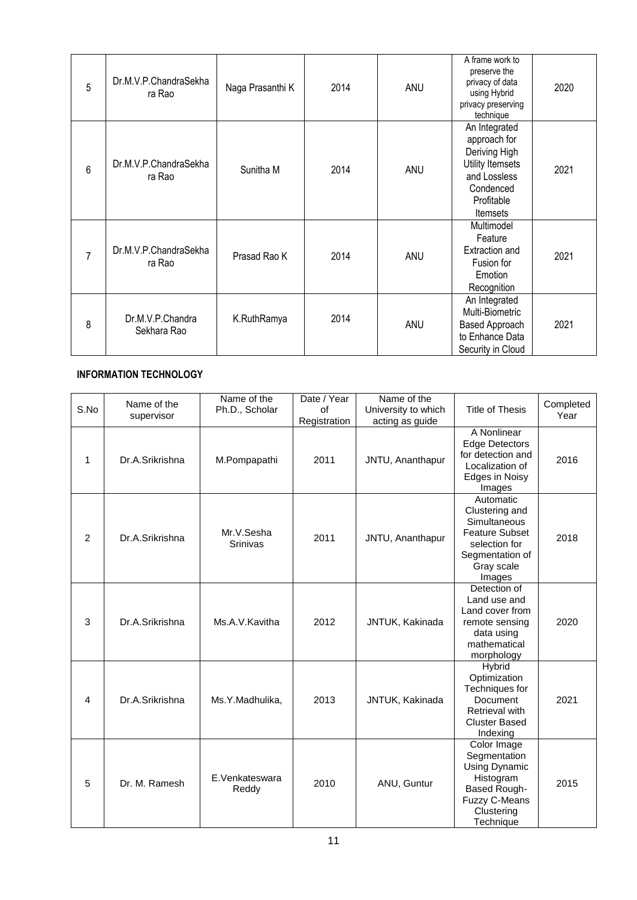| 5 | Dr.M.V.P.ChandraSekhara Rao | Naga Prasanthi K | 2014 | ANU | A frame work to preserve the privacy of data using Hybrid privacy preserving technique | 2020 |
|---|---|---|---|---|---|---|
| 6 | Dr.M.V.P.ChandraSekhara Rao | Sunitha M | 2014 | ANU | An Integrated approach for Deriving High Utility Itemsets and Lossless Condenced Profitable Itemsets | 2021 |
| 7 | Dr.M.V.P.ChandraSekhara Rao | Prasad Rao K | 2014 | ANU | Multimodel Feature Extraction and Fusion for Emotion Recognition | 2021 |
| 8 | Dr.M.V.P.Chandra Sekhara Rao | K.RuthRamya | 2014 | ANU | An Integrated Multi-Biometric Based Approach to Enhance Data Security in Cloud | 2021 |

**INFORMATION TECHNOLOGY**

| S.No | Name of the supervisor | Name of the Ph.D., Scholar | Date / Year of Registration | Name of the University to which acting as guide | Title of Thesis | Completed Year |
|---|---|---|---|---|---|---|
| 1 | Dr.A.Srikrishna | M.Pompapathi | 2011 | JNTU, Ananthapur | A Nonlinear Edge Detectors for detection and Localization of Edges in Noisy Images | 2016 |
| 2 | Dr.A.Srikrishna | Mr.V.Sesha Srinivas | 2011 | JNTU, Ananthapur | Automatic Clustering and Simultaneous Feature Subset selection for Segmentation of Gray scale Images | 2018 |
| 3 | Dr.A.Srikrishna | Ms.A.V.Kavitha | 2012 | JNTUK, Kakinada | Detection of Land use and Land cover from remote sensing data using mathematical morphology | 2020 |
| 4 | Dr.A.Srikrishna | Ms.Y.Madhulika, | 2013 | JNTUK, Kakinada | Hybrid Optimization Techniques for Document Retrieval with Cluster Based Indexing | 2021 |
| 5 | Dr. M. Ramesh | E.Venkateswara Reddy | 2010 | ANU, Guntur | Color Image Segmentation Using Dynamic Histogram Based Rough-Fuzzy C-Means Clustering Technique | 2015 |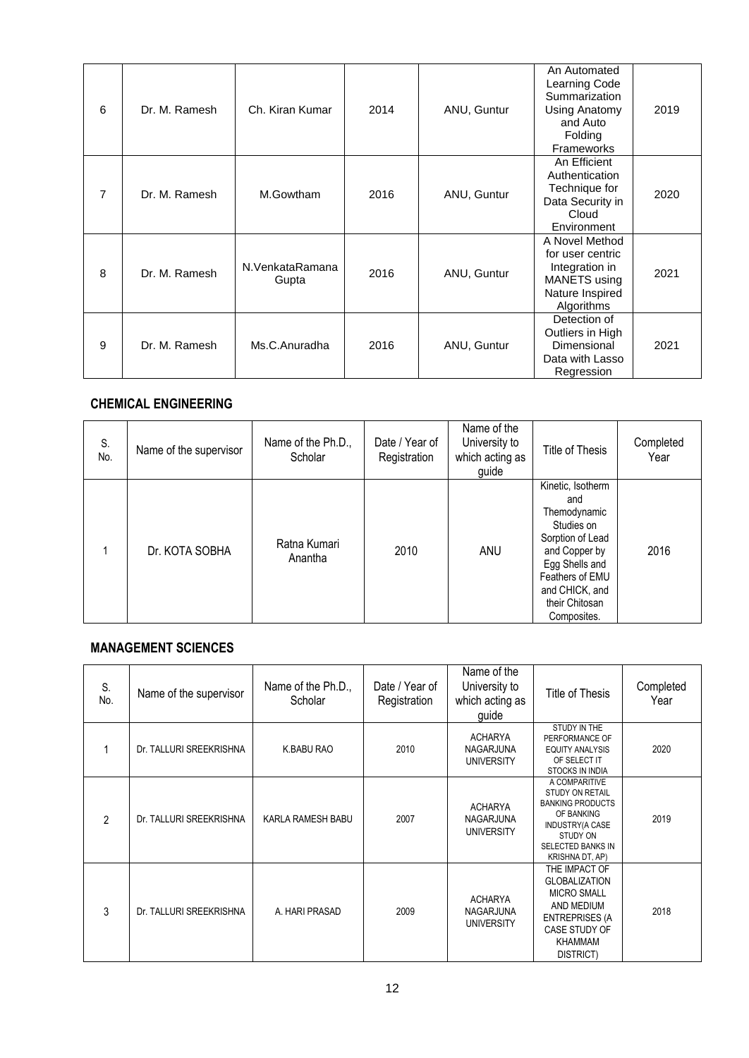| 6 | Dr. M. Ramesh | Ch. Kiran Kumar | 2014 | ANU, Guntur | An Automated Learning Code Summarization Using Anatomy and Auto Folding Frameworks | 2019 |
|---|---|---|---|---|---|---|
| 7 | Dr. M. Ramesh | M.Gowtham | 2016 | ANU, Guntur | An Efficient Authentication Technique for Data Security in Cloud Environment | 2020 |
| 8 | Dr. M. Ramesh | N.VenkataRamana Gupta | 2016 | ANU, Guntur | A Novel Method for user centric Integration in MANETS using Nature Inspired Algorithms | 2021 |
| 9 | Dr. M. Ramesh | Ms.C.Anuradha | 2016 | ANU, Guntur | Detection of Outliers in High Dimensional Data with Lasso Regression | 2021 |

## CHEMICAL ENGINEERING

| S. No. | Name of the supervisor | Name of the Ph.D., Scholar | Date / Year of Registration | Name of the University to which acting as guide | Title of Thesis | Completed Year |
|---|---|---|---|---|---|---|
| 1 | Dr. KOTA SOBHA | Ratna Kumari Anantha | 2010 | ANU | Kinetic, Isotherm and Themodynamic Studies on Sorption of Lead and Copper by Egg Shells and Feathers of EMU and CHICK, and their Chitosan Composites. | 2016 |

## MANAGEMENT SCIENCES

| S. No. | Name of the supervisor | Name of the Ph.D., Scholar | Date / Year of Registration | Name of the University to which acting as guide | Title of Thesis | Completed Year |
|---|---|---|---|---|---|---|
| 1 | Dr. TALLURI SREEKRISHNA | K.BABU RAO | 2010 | ACHARYA NAGARJUNA UNIVERSITY | STUDY IN THE PERFORMANCE OF EQUITY ANALYSIS OF SELECT IT STOCKS IN INDIA | 2020 |
| 2 | Dr. TALLURI SREEKRISHNA | KARLA RAMESH BABU | 2007 | ACHARYA NAGARJUNA UNIVERSITY | A COMPARITIVE STUDY ON RETAIL BANKING PRODUCTS OF BANKING INDUSTRY(A CASE STUDY ON SELECTED BANKS IN KRISHNA DT, AP) | 2019 |
| 3 | Dr. TALLURI SREEKRISHNA | A. HARI PRASAD | 2009 | ACHARYA NAGARJUNA UNIVERSITY | THE IMPACT OF GLOBALIZATION MICRO SMALL AND MEDIUM ENTREPRISES (A CASE STUDY OF KHAMMAM DISTRICT) | 2018 |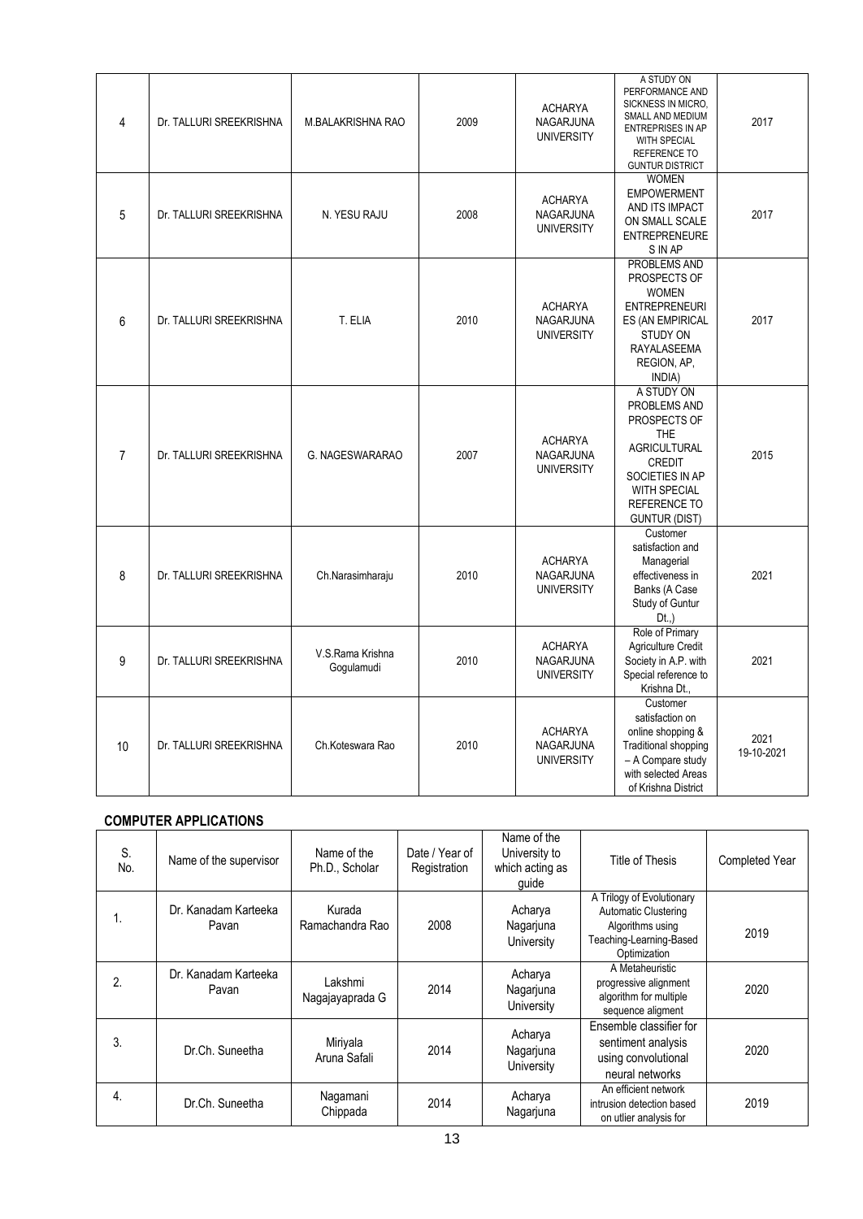| 4 | Dr. TALLURI SREEKRISHNA | M.BALAKRISHNA RAO | 2009 | ACHARYA NAGARJUNA UNIVERSITY | A STUDY ON PERFORMANCE AND SICKNESS IN MICRO, SMALL AND MEDIUM ENTREPRISES IN AP WITH SPECIAL REFERENCE TO GUNTUR DISTRICT | 2017 |
|---|---|---|---|---|---|---|
| 5 | Dr. TALLURI SREEKRISHNA | N. YESU RAJU | 2008 | ACHARYA NAGARJUNA UNIVERSITY | WOMEN EMPOWERMENT AND ITS IMPACT ON SMALL SCALE ENTREPRENEURES IN AP | 2017 |
| 6 | Dr. TALLURI SREEKRISHNA | T. ELIA | 2010 | ACHARYA NAGARJUNA UNIVERSITY | PROBLEMS AND PROSPECTS OF WOMEN ENTREPRENEURIES (AN EMPIRICAL STUDY ON RAYALASEEMA REGION, AP, INDIA) | 2017 |
| 7 | Dr. TALLURI SREEKRISHNA | G. NAGESWARARAO | 2007 | ACHARYA NAGARJUNA UNIVERSITY | A STUDY ON PROBLEMS AND PROSPECTS OF THE AGRICULTURAL CREDIT SOCIETIES IN AP WITH SPECIAL REFERENCE TO GUNTUR (DIST) | 2015 |
| 8 | Dr. TALLURI SREEKRISHNA | Ch.Narasimharaju | 2010 | ACHARYA NAGARJUNA UNIVERSITY | Customer satisfaction and Managerial effectiveness in Banks (A Case Study of Guntur Dt.,) | 2021 |
| 9 | Dr. TALLURI SREEKRISHNA | V.S.Rama Krishna Gogulamudi | 2010 | ACHARYA NAGARJUNA UNIVERSITY | Role of Primary Agriculture Credit Society in A.P. with Special reference to Krishna Dt., | 2021 |
| 10 | Dr. TALLURI SREEKRISHNA | Ch.Koteswara Rao | 2010 | ACHARYA NAGARJUNA UNIVERSITY | Customer satisfaction on online shopping & Traditional shopping – A Compare study with selected Areas of Krishna District | 2021 19-10-2021 |

**COMPUTER APPLICATIONS**

| S. No. | Name of the supervisor | Name of the Ph.D., Scholar | Date / Year of Registration | Name of the University to which acting as guide | Title of Thesis | Completed Year |
|---|---|---|---|---|---|---|
| 1. | Dr. Kanadam Karteeka Pavan | Kurada Ramachandra Rao | 2008 | Acharya Nagarjuna University | A Trilogy of Evolutionary Automatic Clustering Algorithms using Teaching-Learning-Based Optimization | 2019 |
| 2. | Dr. Kanadam Karteeka Pavan | Lakshmi Nagajayaprada G | 2014 | Acharya Nagarjuna University | A Metaheuristic progressive alignment algorithm for multiple sequence aligment | 2020 |
| 3. | Dr.Ch. Suneetha | Miriyala Aruna Safali | 2014 | Acharya Nagarjuna University | Ensemble classifier for sentiment analysis using convolutional neural networks | 2020 |
| 4. | Dr.Ch. Suneetha | Nagamani Chippada | 2014 | Acharya Nagarjuna | An efficient network intrusion detection based on utlier analysis for | 2019 |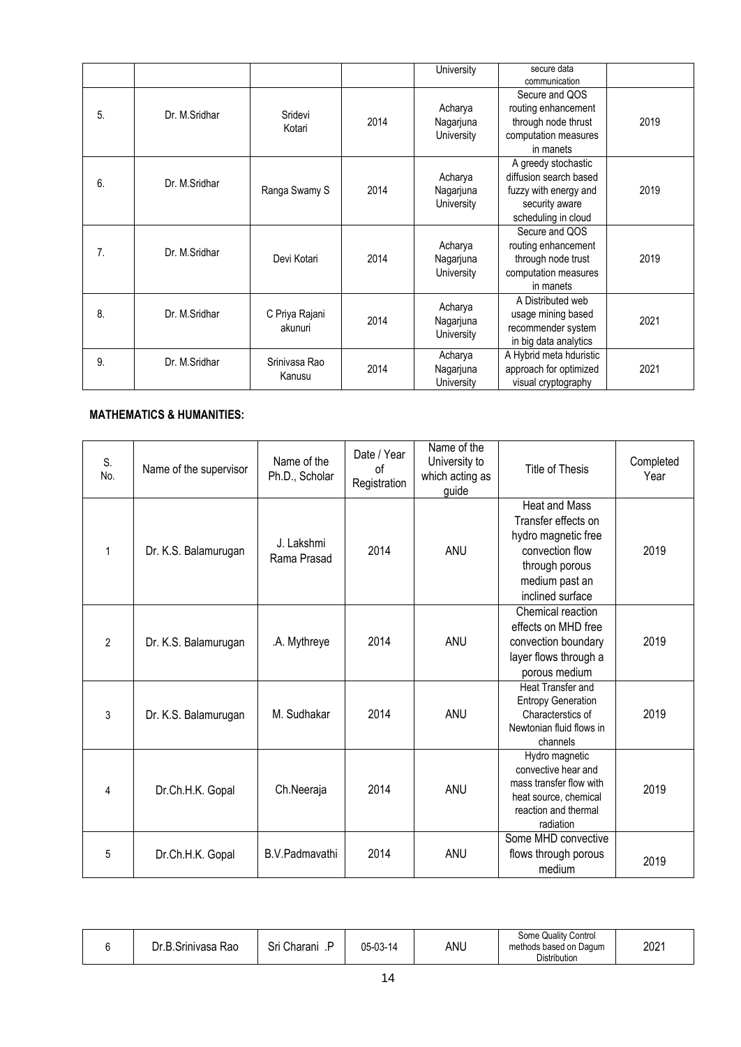|  |  |  |  | University | secure data communication |  |
|---|---|---|---|---|---|---|
| 5. | Dr. M.Sridhar | Sridevi Kotari | 2014 | Acharya Nagarjuna University | Secure and QOS routing enhancement through node thrust computation measures in manets | 2019 |
| 6. | Dr. M.Sridhar | Ranga Swamy S | 2014 | Acharya Nagarjuna University | A greedy stochastic diffusion search based fuzzy with energy and security aware scheduling in cloud | 2019 |
| 7. | Dr. M.Sridhar | Devi Kotari | 2014 | Acharya Nagarjuna University | Secure and QOS routing enhancement through node trust computation measures in manets | 2019 |
| 8. | Dr. M.Sridhar | C Priya Rajani akunuri | 2014 | Acharya Nagarjuna University | A Distributed web usage mining based recommender system in big data analytics | 2021 |
| 9. | Dr. M.Sridhar | Srinivasa Rao Kanusu | 2014 | Acharya Nagarjuna University | A Hybrid meta hduristic approach for optimized visual cryptography | 2021 |

**MATHEMATICS & HUMANITIES:**

| S. No. | Name of the supervisor | Name of the Ph.D., Scholar | Date / Year of Registration | Name of the University to which acting as guide | Title of Thesis | Completed Year |
|---|---|---|---|---|---|---|
| 1 | Dr. K.S. Balamurugan | J. Lakshmi Rama Prasad | 2014 | ANU | Heat and Mass Transfer effects on hydro magnetic free convection flow through porous medium past an inclined surface | 2019 |
| 2 | Dr. K.S. Balamurugan | .A. Mythreye | 2014 | ANU | Chemical reaction effects on MHD free convection boundary layer flows through a porous medium | 2019 |
| 3 | Dr. K.S. Balamurugan | M. Sudhakar | 2014 | ANU | Heat Transfer and Entropy Generation Characterstics of Newtonian fluid flows in channels | 2019 |
| 4 | Dr.Ch.H.K. Gopal | Ch.Neeraja | 2014 | ANU | Hydro magnetic convective hear and mass transfer flow with heat source, chemical reaction and thermal radiation | 2019 |
| 5 | Dr.Ch.H.K. Gopal | B.V.Padmavathi | 2014 | ANU | Some MHD convective flows through porous medium | 2019 |
| 6 | Dr.B.Srinivasa Rao | Sri Charani .P | 05-03-14 | ANU | Some Quality Control methods based on Dagum Distribution | 2021 |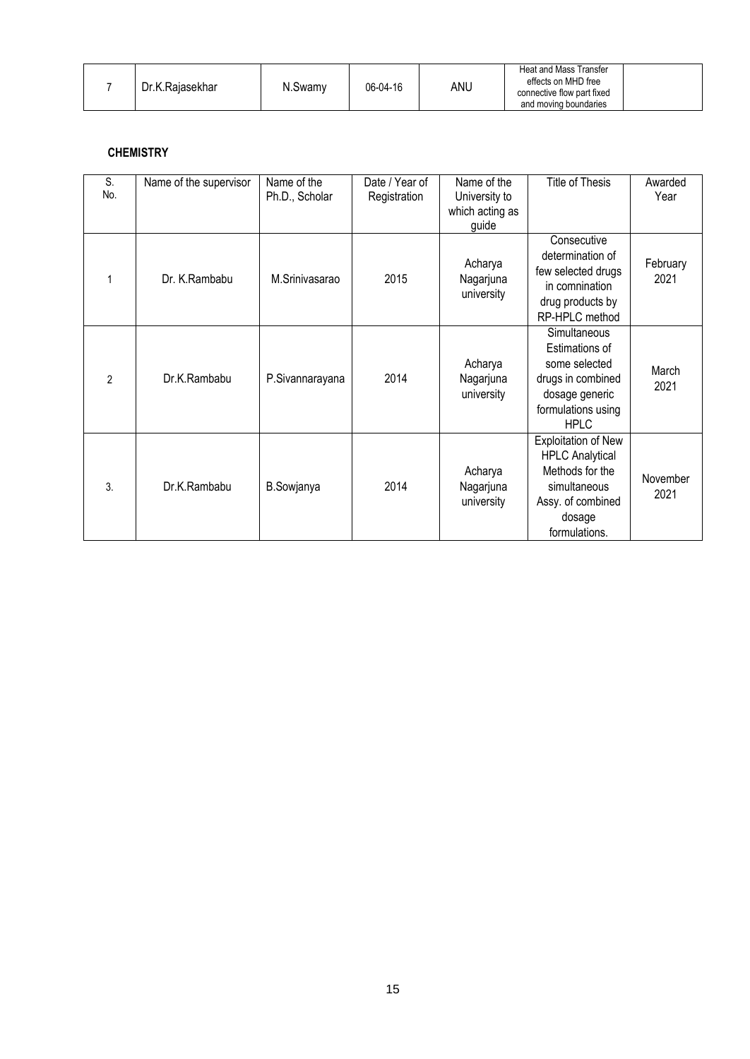| 7 | Dr.K.Rajasekhar | N.Swamy | 06-04-16 | ANU | Heat and Mass Transfer effects on MHD free connective flow part fixed and moving boundaries | |
|---|---|---|---|---|---|---|

**CHEMISTRY**

| S. No. | Name of the supervisor | Name of the Ph.D., Scholar | Date / Year of Registration | Name of the University to which acting as guide | Title of Thesis | Awarded Year |
|---|---|---|---|---|---|---|
| 1 | Dr. K.Rambabu | M.Srinivasarao | 2015 | Acharya Nagarjuna university | Consecutive determination of few selected drugs in comnination drug products by RP-HPLC method | February 2021 |
| 2 | Dr.K.Rambabu | P.Sivannarayana | 2014 | Acharya Nagarjuna university | Simultaneous Estimations of some selected drugs in combined dosage generic formulations using HPLC | March 2021 |
| 3. | Dr.K.Rambabu | B.Sowjanya | 2014 | Acharya Nagarjuna university | Exploitation of New HPLC Analytical Methods for the simultaneous Assy. of combined dosage formulations. | November 2021 |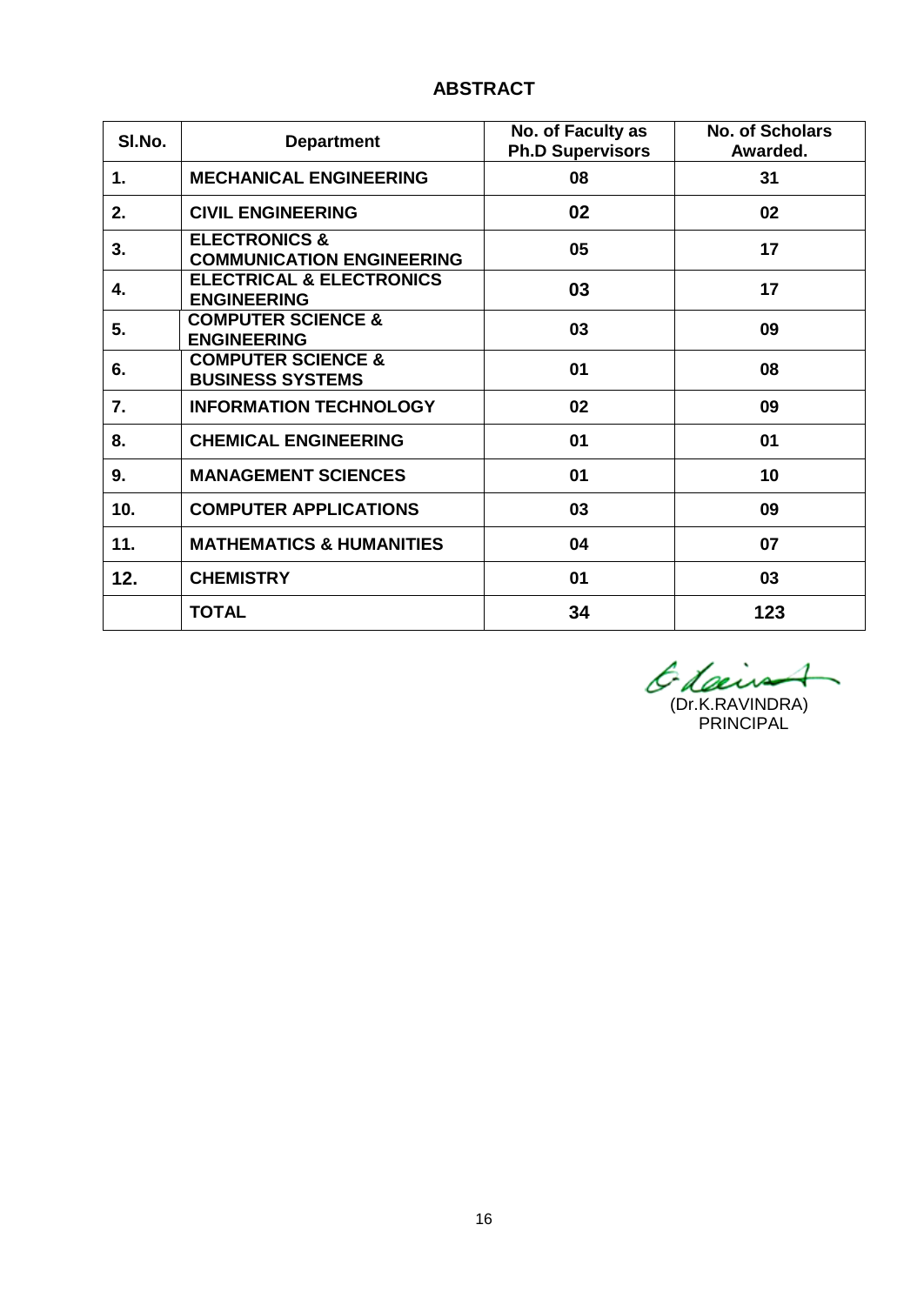## ABSTRACT

| Sl.No. | Department | No. of Faculty as Ph.D Supervisors | No. of Scholars Awarded. |
|---|---|---|---|
| 1. | MECHANICAL ENGINEERING | 08 | 31 |
| 2. | CIVIL ENGINEERING | 02 | 02 |
| 3. | ELECTRONICS & COMMUNICATION ENGINEERING | 05 | 17 |
| 4. | ELECTRICAL & ELECTRONICS ENGINEERING | 03 | 17 |
| 5. | COMPUTER SCIENCE & ENGINEERING | 03 | 09 |
| 6. | COMPUTER SCIENCE & BUSINESS SYSTEMS | 01 | 08 |
| 7. | INFORMATION TECHNOLOGY | 02 | 09 |
| 8. | CHEMICAL ENGINEERING | 01 | 01 |
| 9. | MANAGEMENT SCIENCES | 01 | 10 |
| 10. | COMPUTER APPLICATIONS | 03 | 09 |
| 11. | MATHEMATICS & HUMANITIES | 04 | 07 |
| 12. | CHEMISTRY | 01 | 03 |
| | TOTAL | 34 | 123 |

(Dr.K.RAVINDRA)
PRINCIPAL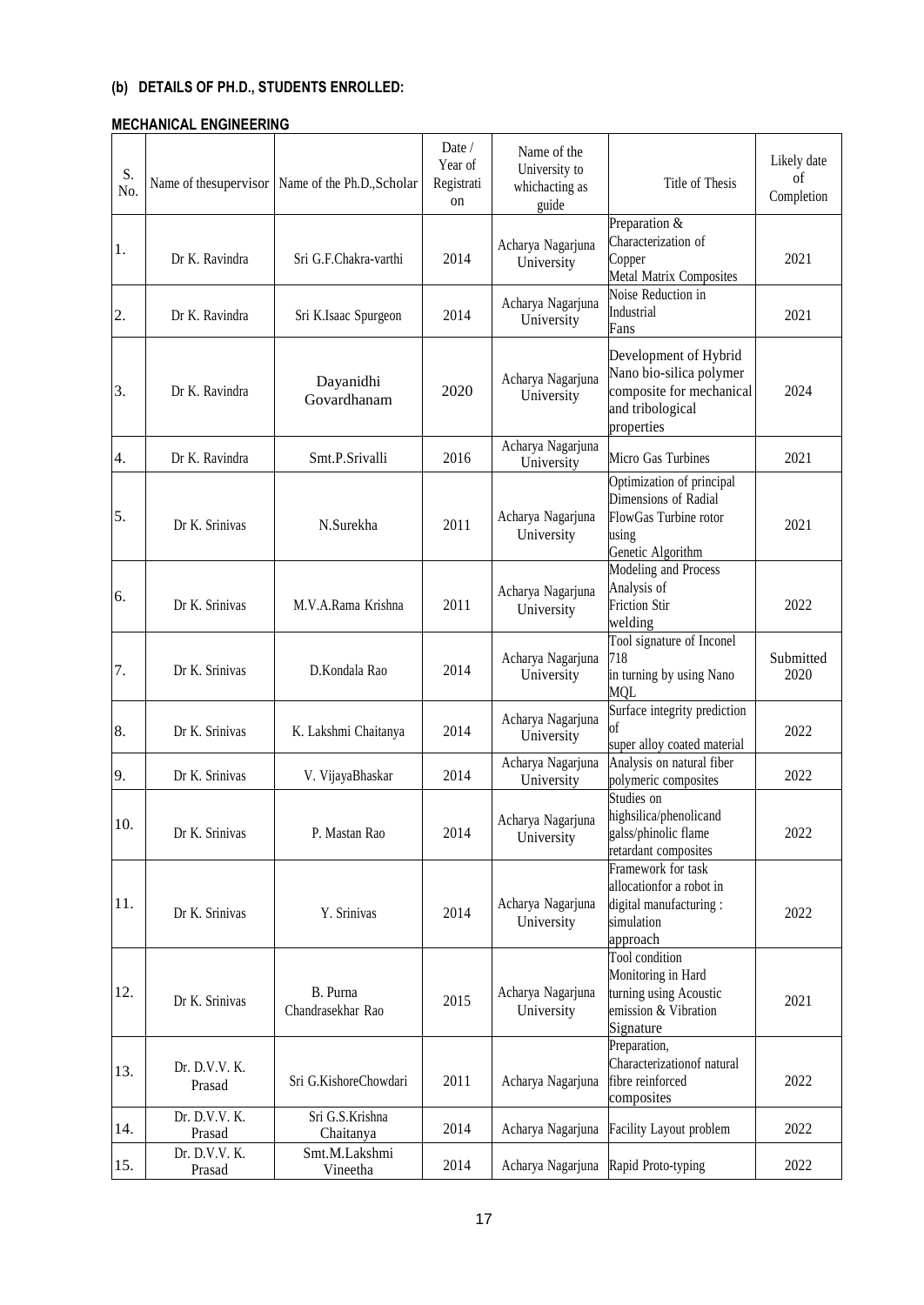**(b) DETAILS OF PH.D., STUDENTS ENROLLED:**

**MECHANICAL ENGINEERING**

| S. No. | Name of thesupervisor | Name of the Ph.D.,Scholar | Date / Year of Registration | Name of the University to whichacting as guide | Title of Thesis | Likely date of Completion |
|---|---|---|---|---|---|---|
| 1. | Dr K. Ravindra | Sri G.F.Chakra-varthi | 2014 | Acharya Nagarjuna University | Preparation & Characterization of Copper Metal Matrix Composites | 2021 |
| 2. | Dr K. Ravindra | Sri K.Isaac Spurgeon | 2014 | Acharya Nagarjuna University | Noise Reduction in Industrial Fans | 2021 |
| 3. | Dr K. Ravindra | Dayanidhi Govardhanam | 2020 | Acharya Nagarjuna University | Development of Hybrid Nano bio-silica polymer composite for mechanical and tribological properties | 2024 |
| 4. | Dr K. Ravindra | Smt.P.Srivalli | 2016 | Acharya Nagarjuna University | Micro Gas Turbines | 2021 |
| 5. | Dr K. Srinivas | N.Surekha | 2011 | Acharya Nagarjuna University | Optimization of principal Dimensions of Radial FlowGas Turbine rotor using Genetic Algorithm | 2021 |
| 6. | Dr K. Srinivas | M.V.A.Rama Krishna | 2011 | Acharya Nagarjuna University | Modeling and Process Analysis of Friction Stir welding | 2022 |
| 7. | Dr K. Srinivas | D.Kondala Rao | 2014 | Acharya Nagarjuna University | Tool signature of Inconel 718 in turning by using Nano MQL | Submitted 2020 |
| 8. | Dr K. Srinivas | K. Lakshmi Chaitanya | 2014 | Acharya Nagarjuna University | Surface integrity prediction of super alloy coated material | 2022 |
| 9. | Dr K. Srinivas | V. VijayaBhaskar | 2014 | Acharya Nagarjuna University | Analysis on natural fiber polymeric composites | 2022 |
| 10. | Dr K. Srinivas | P. Mastan Rao | 2014 | Acharya Nagarjuna University | Studies on highsilica/phenolicand galss/phinolic flame retardant composites | 2022 |
| 11. | Dr K. Srinivas | Y. Srinivas | 2014 | Acharya Nagarjuna University | Framework for task allocationfor a robot in digital manufacturing : simulation approach | 2022 |
| 12. | Dr K. Srinivas | B. Purna Chandrasekhar Rao | 2015 | Acharya Nagarjuna University | Tool condition Monitoring in Hard turning using Acoustic emission & Vibration Signature | 2021 |
| 13. | Dr. D.V.V. K. Prasad | Sri G.KishoreChowdari | 2011 | Acharya Nagarjuna | Preparation, Characterizationof natural fibre reinforced composites | 2022 |
| 14. | Dr. D.V.V. K. Prasad | Sri G.S.Krishna Chaitanya | 2014 | Acharya Nagarjuna | Facility Layout problem | 2022 |
| 15. | Dr. D.V.V. K. Prasad | Smt.M.Lakshmi Vineetha | 2014 | Acharya Nagarjuna | Rapid Proto-typing | 2022 |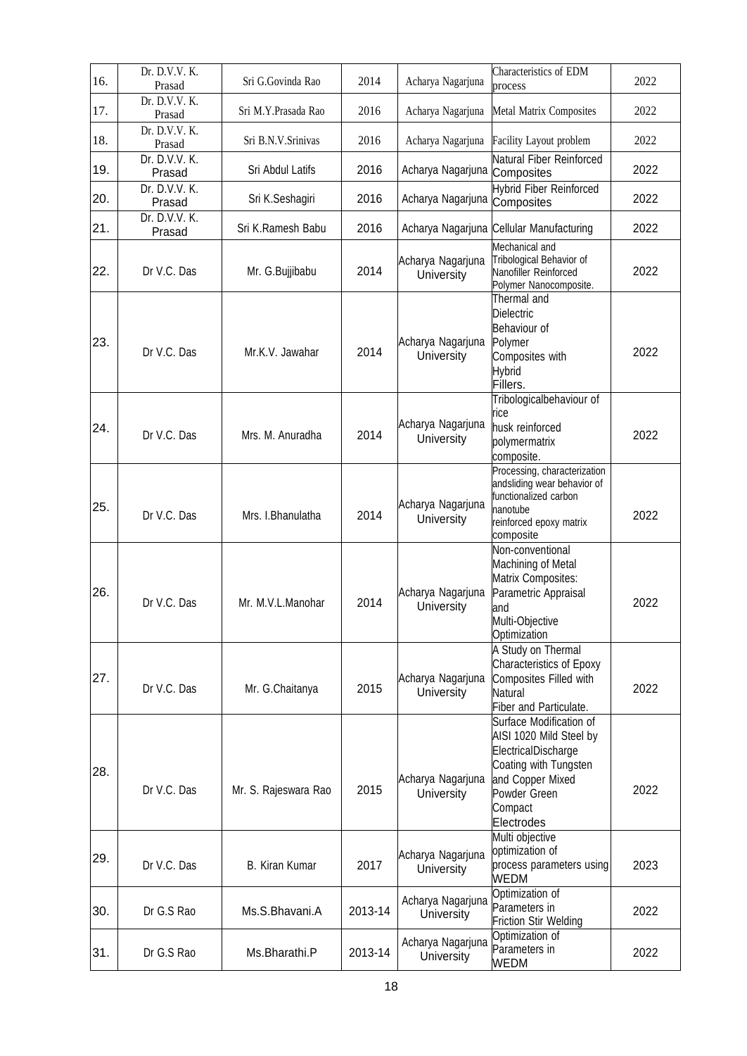| 16. | Dr. D.V.V. K. Prasad | Sri G.Govinda Rao | 2014 | Acharya Nagarjuna | Characteristics of EDM process | 2022 |
|---|---|---|---|---|---|---|
| 17. | Dr. D.V.V. K. Prasad | Sri M.Y.Prasada Rao | 2016 | Acharya Nagarjuna | Metal Matrix Composites | 2022 |
| 18. | Dr. D.V.V. K. Prasad | Sri B.N.V.Srinivas | 2016 | Acharya Nagarjuna | Facility Layout problem | 2022 |
| 19. | Dr. D.V.V. K. Prasad | Sri Abdul Latifs | 2016 | Acharya Nagarjuna | Natural Fiber Reinforced Composites | 2022 |
| 20. | Dr. D.V.V. K. Prasad | Sri K.Seshagiri | 2016 | Acharya Nagarjuna | Hybrid Fiber Reinforced Composites | 2022 |
| 21. | Dr. D.V.V. K. Prasad | Sri K.Ramesh Babu | 2016 | Acharya Nagarjuna | Cellular Manufacturing | 2022 |
| 22. | Dr V.C. Das | Mr. G.Bujjibabu | 2014 | Acharya Nagarjuna University | Mechanical and Tribological Behavior of Nanofiller Reinforced Polymer Nanocomposite. | 2022 |
| 23. | Dr V.C. Das | Mr.K.V. Jawahar | 2014 | Acharya Nagarjuna University | Thermal and Dielectric Behaviour of Polymer Composites with Hybrid Fillers. | 2022 |
| 24. | Dr V.C. Das | Mrs. M. Anuradha | 2014 | Acharya Nagarjuna University | Tribologicalbehaviour of rice husk reinforced polymermatrix composite. | 2022 |
| 25. | Dr V.C. Das | Mrs. I.Bhanulatha | 2014 | Acharya Nagarjuna University | Processing, characterization andsliding wear behavior of functionalized carbon nanotube reinforced epoxy matrix composite | 2022 |
| 26. | Dr V.C. Das | Mr. M.V.L.Manohar | 2014 | Acharya Nagarjuna University | Non-conventional Machining of Metal Matrix Composites: Parametric Appraisal and Multi-Objective Optimization | 2022 |
| 27. | Dr V.C. Das | Mr. G.Chaitanya | 2015 | Acharya Nagarjuna University | A Study on Thermal Characteristics of Epoxy Composites Filled with Natural Fiber and Particulate. | 2022 |
| 28. | Dr V.C. Das | Mr. S. Rajeswara Rao | 2015 | Acharya Nagarjuna University | Surface Modification of AISI 1020 Mild Steel by ElectricalDischarge Coating with Tungsten and Copper Mixed Powder Green Compact Electrodes | 2022 |
| 29. | Dr V.C. Das | B. Kiran Kumar | 2017 | Acharya Nagarjuna University | Multi objective optimization of process parameters using WEDM | 2023 |
| 30. | Dr G.S Rao | Ms.S.Bhavani.A | 2013-14 | Acharya Nagarjuna University | Optimization of Parameters in Friction Stir Welding | 2022 |
| 31. | Dr G.S Rao | Ms.Bharathi.P | 2013-14 | Acharya Nagarjuna University | Optimization of Parameters in WEDM | 2022 |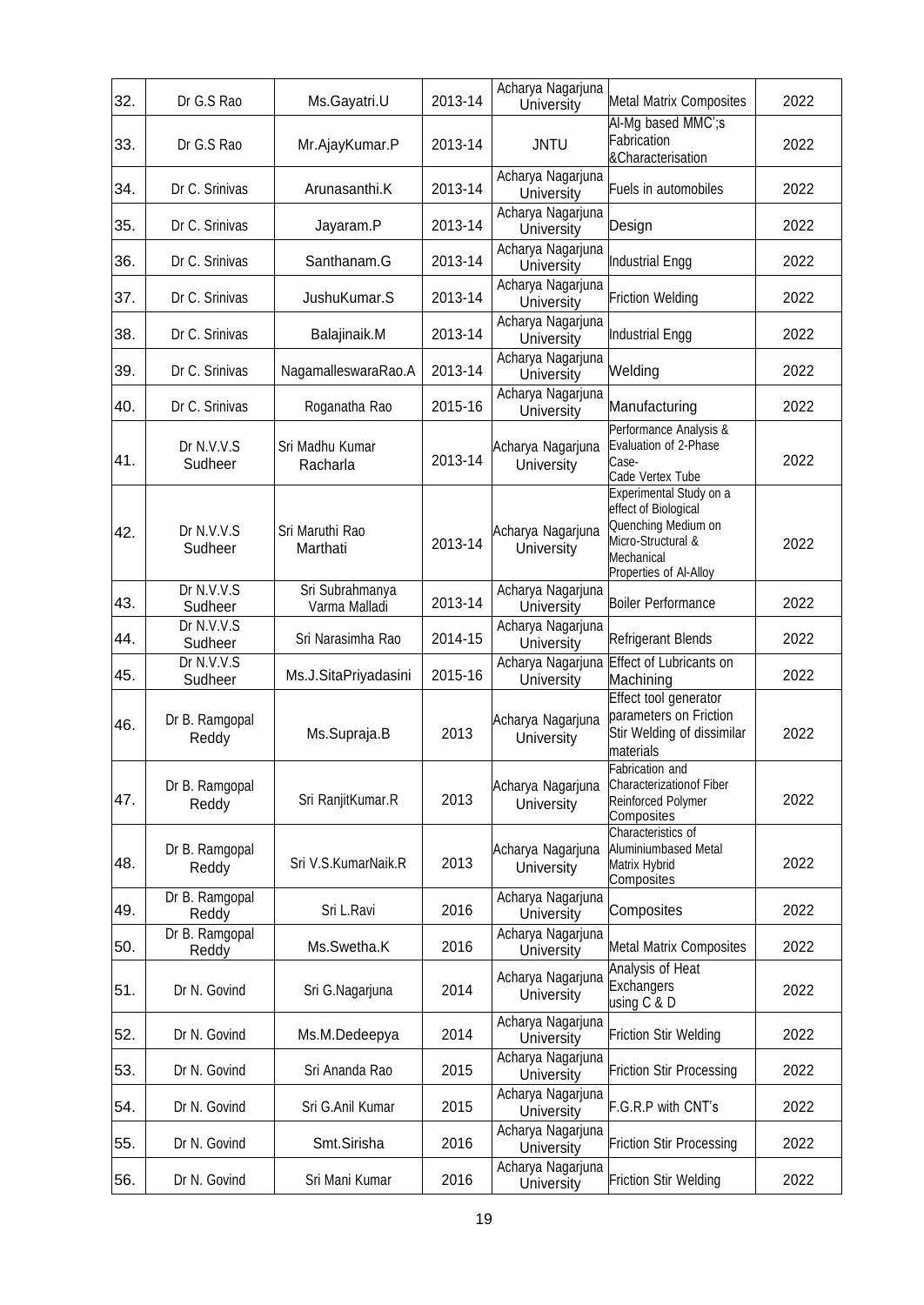| 32. | Dr G.S Rao | Ms.Gayatri.U | 2013-14 | Acharya Nagarjuna University | Metal Matrix Composites | 2022 |
|---|---|---|---|---|---|---|
| 33. | Dr G.S Rao | Mr.AjayKumar.P | 2013-14 | JNTU | Al-Mg based MMC';s Fabrication &Characterisation | 2022 |
| 34. | Dr C. Srinivas | Arunasanthi.K | 2013-14 | Acharya Nagarjuna University | Fuels in automobiles | 2022 |
| 35. | Dr C. Srinivas | Jayaram.P | 2013-14 | Acharya Nagarjuna University | Design | 2022 |
| 36. | Dr C. Srinivas | Santhanam.G | 2013-14 | Acharya Nagarjuna University | Industrial Engg | 2022 |
| 37. | Dr C. Srinivas | JushuKumar.S | 2013-14 | Acharya Nagarjuna University | Friction Welding | 2022 |
| 38. | Dr C. Srinivas | Balajinaik.M | 2013-14 | Acharya Nagarjuna University | Industrial Engg | 2022 |
| 39. | Dr C. Srinivas | NagamalleswaraRao.A | 2013-14 | Acharya Nagarjuna University | Welding | 2022 |
| 40. | Dr C. Srinivas | Roganatha Rao | 2015-16 | Acharya Nagarjuna University | Manufacturing | 2022 |
| 41. | Dr N.V.V.S Sudheer | Sri Madhu Kumar Racharla | 2013-14 | Acharya Nagarjuna University | Performance Analysis & Evaluation of 2-Phase Case- Cade Vertex Tube | 2022 |
| 42. | Dr N.V.V.S Sudheer | Sri Maruthi Rao Marthati | 2013-14 | Acharya Nagarjuna University | Experimental Study on a effect of Biological Quenching Medium on Micro-Structural & Mechanical Properties of Al-Alloy | 2022 |
| 43. | Dr N.V.V.S Sudheer | Sri Subrahmanya Varma Malladi | 2013-14 | Acharya Nagarjuna University | Boiler Performance | 2022 |
| 44. | Dr N.V.V.S Sudheer | Sri Narasimha Rao | 2014-15 | Acharya Nagarjuna University | Refrigerant Blends | 2022 |
| 45. | Dr N.V.V.S Sudheer | Ms.J.SitaPriyadasini | 2015-16 | Acharya Nagarjuna University | Effect of Lubricants on Machining | 2022 |
| 46. | Dr B. Ramgopal Reddy | Ms.Supraja.B | 2013 | Acharya Nagarjuna University | Effect tool generator parameters on Friction Stir Welding of dissimilar materials | 2022 |
| 47. | Dr B. Ramgopal Reddy | Sri RanjitKumar.R | 2013 | Acharya Nagarjuna University | Fabrication and Characterizationof Fiber Reinforced Polymer Composites | 2022 |
| 48. | Dr B. Ramgopal Reddy | Sri V.S.KumarNaik.R | 2013 | Acharya Nagarjuna University | Characteristics of Aluminiumbased Metal Matrix Hybrid Composites | 2022 |
| 49. | Dr B. Ramgopal Reddy | Sri L.Ravi | 2016 | Acharya Nagarjuna University | Composites | 2022 |
| 50. | Dr B. Ramgopal Reddy | Ms.Swetha.K | 2016 | Acharya Nagarjuna University | Metal Matrix Composites | 2022 |
| 51. | Dr N. Govind | Sri G.Nagarjuna | 2014 | Acharya Nagarjuna University | Analysis of Heat Exchangers using C & D | 2022 |
| 52. | Dr N. Govind | Ms.M.Dedeepya | 2014 | Acharya Nagarjuna University | Friction Stir Welding | 2022 |
| 53. | Dr N. Govind | Sri Ananda Rao | 2015 | Acharya Nagarjuna University | Friction Stir Processing | 2022 |
| 54. | Dr N. Govind | Sri G.Anil Kumar | 2015 | Acharya Nagarjuna University | F.G.R.P with CNT's | 2022 |
| 55. | Dr N. Govind | Smt.Sirisha | 2016 | Acharya Nagarjuna University | Friction Stir Processing | 2022 |
| 56. | Dr N. Govind | Sri Mani Kumar | 2016 | Acharya Nagarjuna University | Friction Stir Welding | 2022 |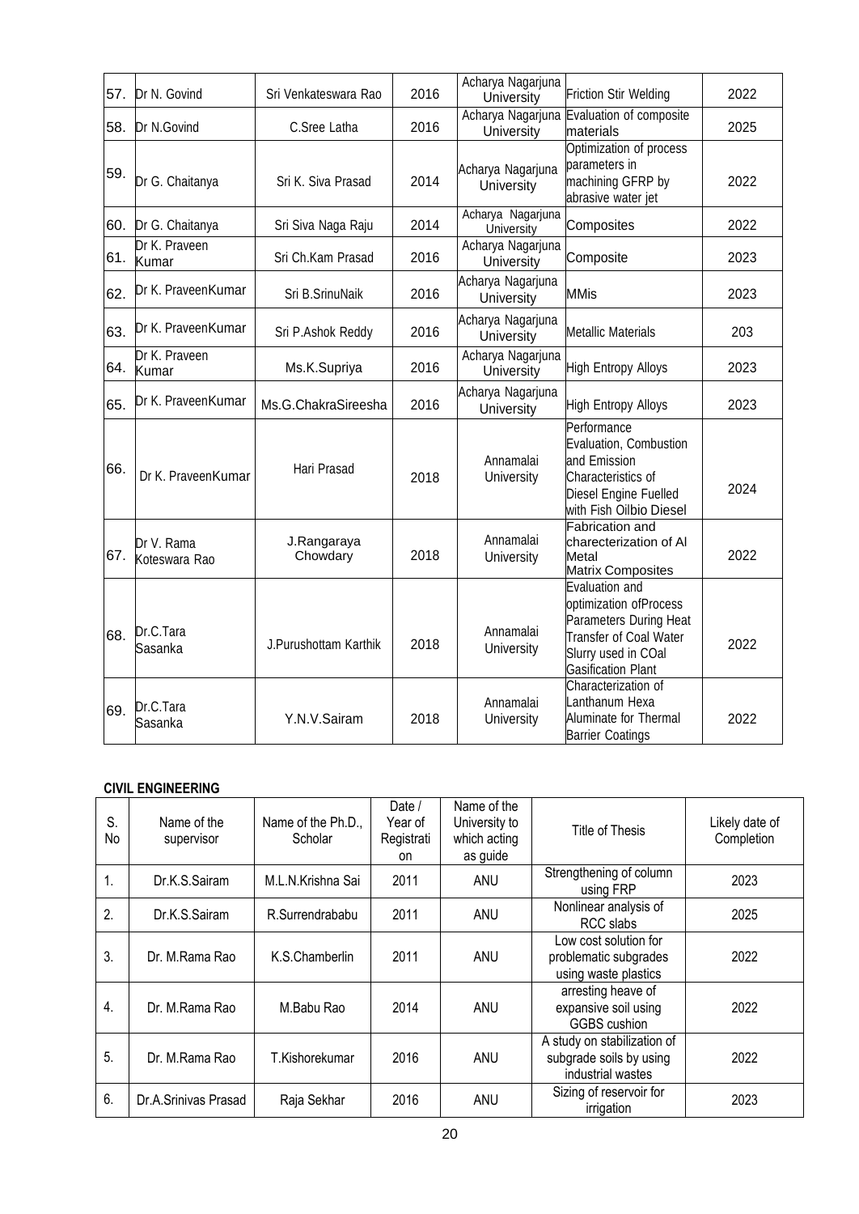| | | | | | | |
|---|---|---|---|---|---|---|
| 57. | Dr N. Govind | Sri Venkateswara Rao | 2016 | Acharya Nagarjuna University | Friction Stir Welding | 2022 |
| 58. | Dr N.Govind | C.Sree Latha | 2016 | Acharya Nagarjuna University | Evaluation of composite materials | 2025 |
| 59. | Dr G. Chaitanya | Sri K. Siva Prasad | 2014 | Acharya Nagarjuna University | Optimization of process parameters in machining GFRP by abrasive water jet | 2022 |
| 60. | Dr G. Chaitanya | Sri Siva Naga Raju | 2014 | Acharya Nagarjuna University | Composites | 2022 |
| 61. | Dr K. Praveen Kumar | Sri Ch.Kam Prasad | 2016 | Acharya Nagarjuna University | Composite | 2023 |
| 62. | Dr K. PraveenKumar | Sri B.SrinuNaik | 2016 | Acharya Nagarjuna University | MMis | 2023 |
| 63. | Dr K. PraveenKumar | Sri P.Ashok Reddy | 2016 | Acharya Nagarjuna University | Metallic Materials | 203 |
| 64. | Dr K. Praveen Kumar | Ms.K.Supriya | 2016 | Acharya Nagarjuna University | High Entropy Alloys | 2023 |
| 65. | Dr K. PraveenKumar | Ms.G.ChakraSireesha | 2016 | Acharya Nagarjuna University | High Entropy Alloys | 2023 |
| 66. | Dr K. PraveenKumar | Hari Prasad | 2018 | Annamalai University | Performance Evaluation, Combustion and Emission Characteristics of Diesel Engine Fuelled with Fish Oilbio Diesel | 2024 |
| 67. | Dr V. Rama Koteswara Rao | J.Rangaraya Chowdary | 2018 | Annamalai University | Fabrication and charecterization of Al Metal Matrix Composites | 2022 |
| 68. | Dr.C.Tara Sasanka | J.Purushottam Karthik | 2018 | Annamalai University | Evaluation and optimization ofProcess Parameters During Heat Transfer of Coal Water Slurry used in COal Gasification Plant | 2022 |
| 69. | Dr.C.Tara Sasanka | Y.N.V.Sairam | 2018 | Annamalai University | Characterization of Lanthanum Hexa Aluminate for Thermal Barrier Coatings | 2022 |

**CIVIL ENGINEERING**

| S. No | Name of the supervisor | Name of the Ph.D., Scholar | Date / Year of Registration | Name of the University to which acting as guide | Title of Thesis | Likely date of Completion |
|---|---|---|---|---|---|---|
| 1. | Dr.K.S.Sairam | M.L.N.Krishna Sai | 2011 | ANU | Strengthening of column using FRP | 2023 |
| 2. | Dr.K.S.Sairam | R.Surrendrababu | 2011 | ANU | Nonlinear analysis of RCC slabs | 2025 |
| 3. | Dr. M.Rama Rao | K.S.Chamberlin | 2011 | ANU | Low cost solution for problematic subgrades using waste plastics | 2022 |
| 4. | Dr. M.Rama Rao | M.Babu Rao | 2014 | ANU | arresting heave of expansive soil using GGBS cushion | 2022 |
| 5. | Dr. M.Rama Rao | T.Kishorekumar | 2016 | ANU | A study on stabilization of subgrade soils by using industrial wastes | 2022 |
| 6. | Dr.A.Srinivas Prasad | Raja Sekhar | 2016 | ANU | Sizing of reservoir for irrigation | 2023 |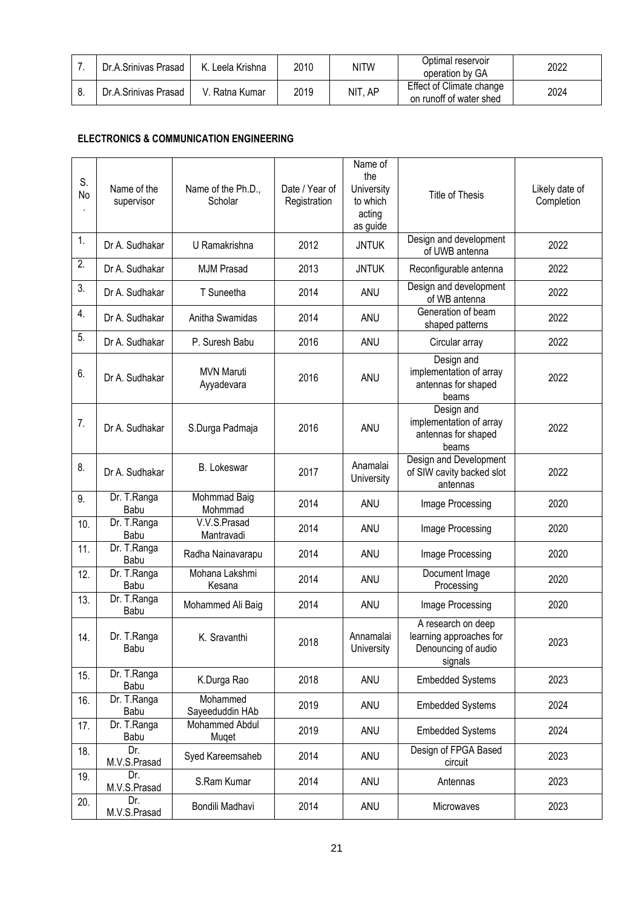| 7. | Dr.A.Srinivas Prasad | K. Leela Krishna | 2010 | NITW | Optimal reservoir operation by GA | 2022 |
|---|---|---|---|---|---|---|
| 8. | Dr.A.Srinivas Prasad | V. Ratna Kumar | 2019 | NIT, AP | Effect of Climate change on runoff of water shed | 2024 |

**ELECTRONICS & COMMUNICATION ENGINEERING**

| S. No. | Name of the supervisor | Name of the Ph.D., Scholar | Date / Year of Registration | Name of the University to which acting as guide | Title of Thesis | Likely date of Completion |
|---|---|---|---|---|---|---|
| 1. | Dr A. Sudhakar | U Ramakrishna | 2012 | JNTUK | Design and development of UWB antenna | 2022 |
| 2. | Dr A. Sudhakar | MJM Prasad | 2013 | JNTUK | Reconfigurable antenna | 2022 |
| 3. | Dr A. Sudhakar | T Suneetha | 2014 | ANU | Design and development of WB antenna | 2022 |
| 4. | Dr A. Sudhakar | Anitha Swamidas | 2014 | ANU | Generation of beam shaped patterns | 2022 |
| 5. | Dr A. Sudhakar | P. Suresh Babu | 2016 | ANU | Circular array | 2022 |
| 6. | Dr A. Sudhakar | MVN Maruti Ayyadevara | 2016 | ANU | Design and implementation of array antennas for shaped beams | 2022 |
| 7. | Dr A. Sudhakar | S.Durga Padmaja | 2016 | ANU | Design and implementation of array antennas for shaped beams | 2022 |
| 8. | Dr A. Sudhakar | B. Lokeswar | 2017 | Anamalai University | Design and Development of SIW cavity backed slot antennas | 2022 |
| 9. | Dr. T.Ranga Babu | Mohmmad Baig Mohmmad | 2014 | ANU | Image Processing | 2020 |
| 10. | Dr. T.Ranga Babu | V.V.S.Prasad Mantravadi | 2014 | ANU | Image Processing | 2020 |
| 11. | Dr. T.Ranga Babu | Radha Nainavarapu | 2014 | ANU | Image Processing | 2020 |
| 12. | Dr. T.Ranga Babu | Mohana Lakshmi Kesana | 2014 | ANU | Document Image Processing | 2020 |
| 13. | Dr. T.Ranga Babu | Mohammed Ali Baig | 2014 | ANU | Image Processing | 2020 |
| 14. | Dr. T.Ranga Babu | K. Sravanthi | 2018 | Annamalai University | A research on deep learning approaches for Denouncing of audio signals | 2023 |
| 15. | Dr. T.Ranga Babu | K.Durga Rao | 2018 | ANU | Embedded Systems | 2023 |
| 16. | Dr. T.Ranga Babu | Mohammed Sayeeduddin HAb | 2019 | ANU | Embedded Systems | 2024 |
| 17. | Dr. T.Ranga Babu | Mohammed Abdul Muqet | 2019 | ANU | Embedded Systems | 2024 |
| 18. | Dr. M.V.S.Prasad | Syed Kareemsaheb | 2014 | ANU | Design of FPGA Based circuit | 2023 |
| 19. | Dr. M.V.S.Prasad | S.Ram Kumar | 2014 | ANU | Antennas | 2023 |
| 20. | Dr. M.V.S.Prasad | Bondili Madhavi | 2014 | ANU | Microwaves | 2023 |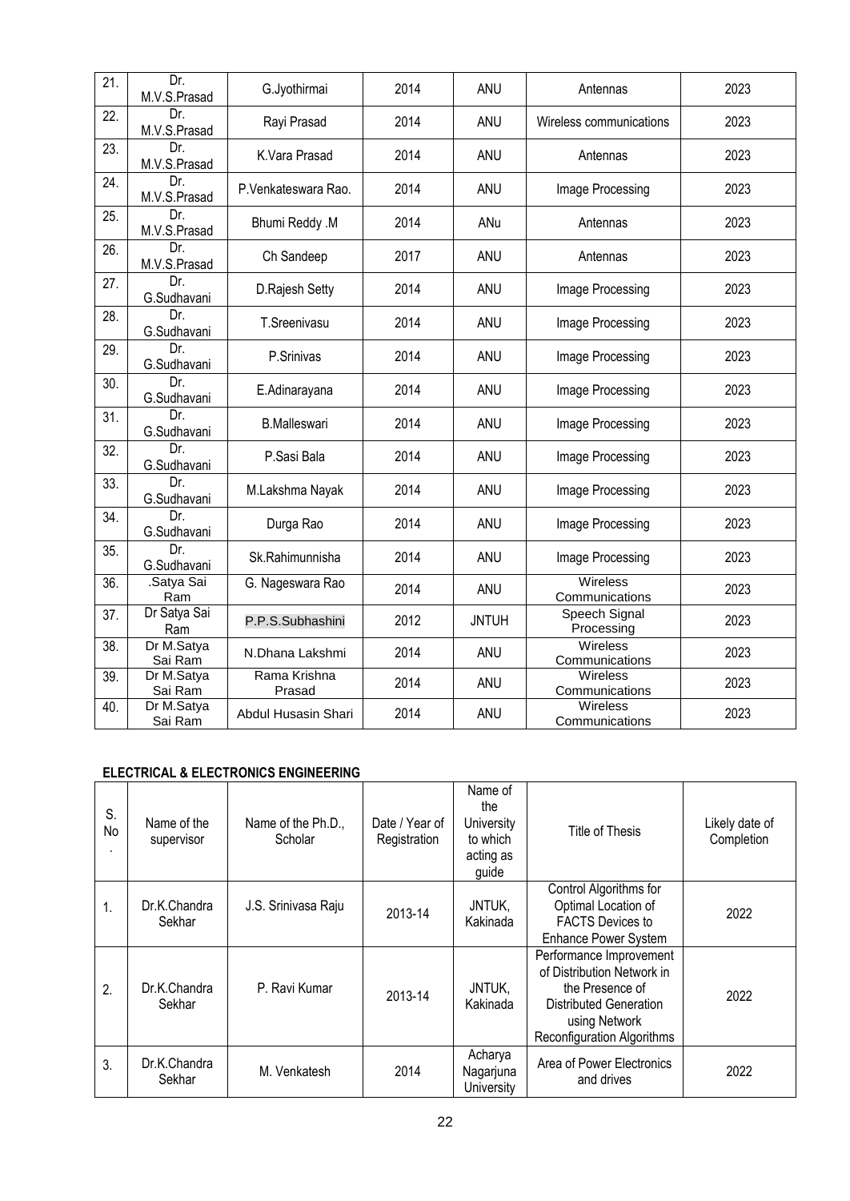| 21. | Dr. M.V.S.Prasad | G.Jyothirmai | 2014 | ANU | Antennas | 2023 |
|---|---|---|---|---|---|---|
| 22. | Dr. M.V.S.Prasad | Rayi Prasad | 2014 | ANU | Wireless communications | 2023 |
| 23. | Dr. M.V.S.Prasad | K.Vara Prasad | 2014 | ANU | Antennas | 2023 |
| 24. | Dr. M.V.S.Prasad | P.Venkateswara Rao. | 2014 | ANU | Image Processing | 2023 |
| 25. | Dr. M.V.S.Prasad | Bhumi Reddy .M | 2014 | ANu | Antennas | 2023 |
| 26. | Dr. M.V.S.Prasad | Ch Sandeep | 2017 | ANU | Antennas | 2023 |
| 27. | Dr. G.Sudhavani | D.Rajesh Setty | 2014 | ANU | Image Processing | 2023 |
| 28. | Dr. G.Sudhavani | T.Sreenivasu | 2014 | ANU | Image Processing | 2023 |
| 29. | Dr. G.Sudhavani | P.Srinivas | 2014 | ANU | Image Processing | 2023 |
| 30. | Dr. G.Sudhavani | E.Adinarayana | 2014 | ANU | Image Processing | 2023 |
| 31. | Dr. G.Sudhavani | B.Malleswari | 2014 | ANU | Image Processing | 2023 |
| 32. | Dr. G.Sudhavani | P.Sasi Bala | 2014 | ANU | Image Processing | 2023 |
| 33. | Dr. G.Sudhavani | M.Lakshma Nayak | 2014 | ANU | Image Processing | 2023 |
| 34. | Dr. G.Sudhavani | Durga Rao | 2014 | ANU | Image Processing | 2023 |
| 35. | Dr. G.Sudhavani | Sk.Rahimunnisha | 2014 | ANU | Image Processing | 2023 |
| 36. | .Satya Sai Ram | G. Nageswara Rao | 2014 | ANU | Wireless Communications | 2023 |
| 37. | Dr Satya Sai Ram | P.P.S.Subhashini | 2012 | JNTUH | Speech Signal Processing | 2023 |
| 38. | Dr M.Satya Sai Ram | N.Dhana Lakshmi | 2014 | ANU | Wireless Communications | 2023 |
| 39. | Dr M.Satya Sai Ram | Rama Krishna Prasad | 2014 | ANU | Wireless Communications | 2023 |
| 40. | Dr M.Satya Sai Ram | Abdul Husasin Shari | 2014 | ANU | Wireless Communications | 2023 |

**ELECTRICAL & ELECTRONICS ENGINEERING**

| S. No. | Name of the supervisor | Name of the Ph.D., Scholar | Date / Year of Registration | Name of the University to which acting as guide | Title of Thesis | Likely date of Completion |
|---|---|---|---|---|---|---|
| 1. | Dr.K.Chandra Sekhar | J.S. Srinivasa Raju | 2013-14 | JNTUK, Kakinada | Control Algorithms for Optimal Location of FACTS Devices to Enhance Power System | 2022 |
| 2. | Dr.K.Chandra Sekhar | P. Ravi Kumar | 2013-14 | JNTUK, Kakinada | Performance Improvement of Distribution Network in the Presence of Distributed Generation using Network Reconfiguration Algorithms | 2022 |
| 3. | Dr.K.Chandra Sekhar | M. Venkatesh | 2014 | Acharya Nagarjuna University | Area of Power Electronics and drives | 2022 |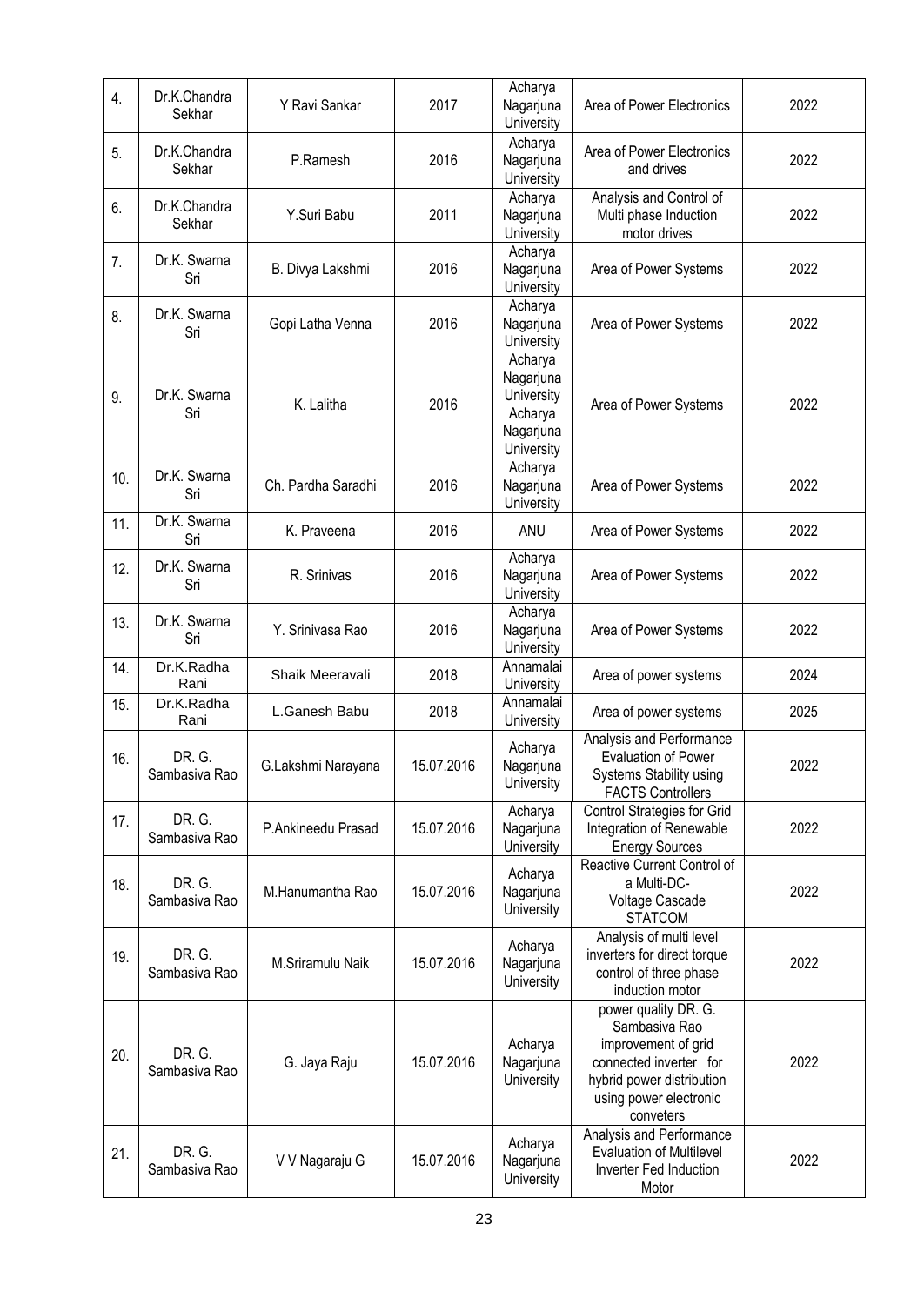| 4. | Dr.K.Chandra Sekhar | Y Ravi Sankar | 2017 | Acharya Nagarjuna University | Area of Power Electronics | 2022 |
|---|---|---|---|---|---|---|
| 5. | Dr.K.Chandra Sekhar | P.Ramesh | 2016 | Acharya Nagarjuna University | Area of Power Electronics and drives | 2022 |
| 6. | Dr.K.Chandra Sekhar | Y.Suri Babu | 2011 | Acharya Nagarjuna University | Analysis and Control of Multi phase Induction motor drives | 2022 |
| 7. | Dr.K. Swarna Sri | B. Divya Lakshmi | 2016 | Acharya Nagarjuna University | Area of Power Systems | 2022 |
| 8. | Dr.K. Swarna Sri | Gopi Latha Venna | 2016 | Acharya Nagarjuna University | Area of Power Systems | 2022 |
| 9. | Dr.K. Swarna Sri | K. Lalitha | 2016 | Acharya Nagarjuna University Acharya Nagarjuna University | Area of Power Systems | 2022 |
| 10. | Dr.K. Swarna Sri | Ch. Pardha Saradhi | 2016 | Acharya Nagarjuna University | Area of Power Systems | 2022 |
| 11. | Dr.K. Swarna Sri | K. Praveena | 2016 | ANU | Area of Power Systems | 2022 |
| 12. | Dr.K. Swarna Sri | R. Srinivas | 2016 | Acharya Nagarjuna University | Area of Power Systems | 2022 |
| 13. | Dr.K. Swarna Sri | Y. Srinivasa Rao | 2016 | Acharya Nagarjuna University | Area of Power Systems | 2022 |
| 14. | Dr.K.Radha Rani | Shaik Meeravali | 2018 | Annamalai University | Area of power systems | 2024 |
| 15. | Dr.K.Radha Rani | L.Ganesh Babu | 2018 | Annamalai University | Area of power systems | 2025 |
| 16. | DR. G. Sambasiva Rao | G.Lakshmi Narayana | 15.07.2016 | Acharya Nagarjuna University | Analysis and Performance Evaluation of Power Systems Stability using FACTS Controllers | 2022 |
| 17. | DR. G. Sambasiva Rao | P.Ankineedu Prasad | 15.07.2016 | Acharya Nagarjuna University | Control Strategies for Grid Integration of Renewable Energy Sources | 2022 |
| 18. | DR. G. Sambasiva Rao | M.Hanumantha Rao | 15.07.2016 | Acharya Nagarjuna University | Reactive Current Control of a Multi-DC- Voltage Cascade STATCOM | 2022 |
| 19. | DR. G. Sambasiva Rao | M.Sriramulu Naik | 15.07.2016 | Acharya Nagarjuna University | Analysis of multi level inverters for direct torque control of three phase induction motor | 2022 |
| 20. | DR. G. Sambasiva Rao | G. Jaya Raju | 15.07.2016 | Acharya Nagarjuna University | power quality DR. G. Sambasiva Rao improvement of grid connected inverter for hybrid power distribution using power electronic conveters | 2022 |
| 21. | DR. G. Sambasiva Rao | V V Nagaraju G | 15.07.2016 | Acharya Nagarjuna University | Analysis and Performance Evaluation of Multilevel Inverter Fed Induction Motor | 2022 |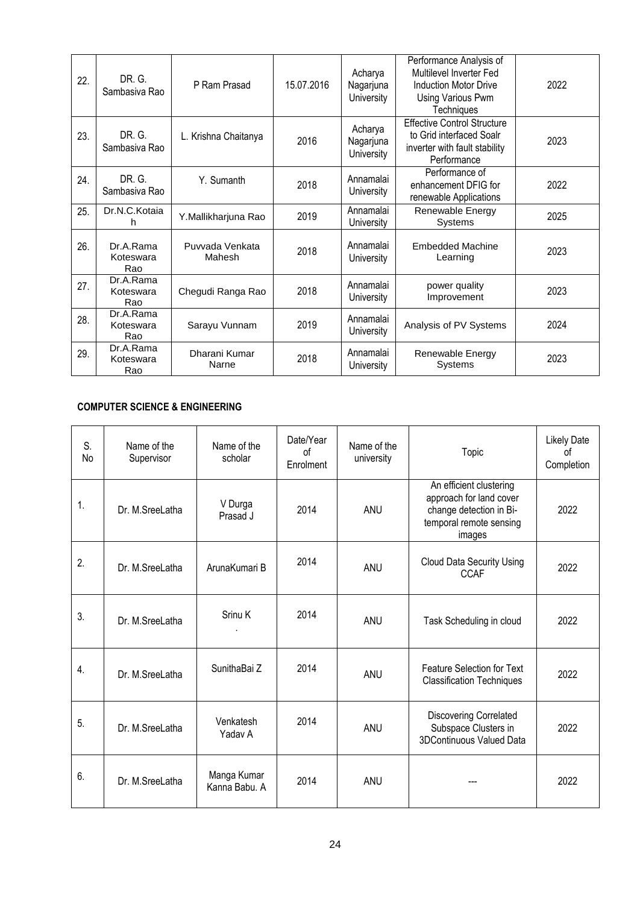| 22. | DR. G. Sambasiva Rao | P Ram Prasad | 15.07.2016 | Acharya Nagarjuna University | Performance Analysis of Multilevel Inverter Fed Induction Motor Drive Using Various Pwm Techniques | 2022 |
|---|---|---|---|---|---|---|
| 23. | DR. G. Sambasiva Rao | L. Krishna Chaitanya | 2016 | Acharya Nagarjuna University | Effective Control Structure to Grid interfaced Soalr inverter with fault stability Performance | 2023 |
| 24. | DR. G. Sambasiva Rao | Y. Sumanth | 2018 | Annamalai University | Performance of enhancement DFIG for renewable Applications | 2022 |
| 25. | Dr.N.C.Kotaiah | Y.Mallikharjuna Rao | 2019 | Annamalai University | Renewable Energy Systems | 2025 |
| 26. | Dr.A.Rama Koteswara Rao | Puvvada Venkata Mahesh | 2018 | Annamalai University | Embedded Machine Learning | 2023 |
| 27. | Dr.A.Rama Koteswara Rao | Chegudi Ranga Rao | 2018 | Annamalai University | power quality Improvement | 2023 |
| 28. | Dr.A.Rama Koteswara Rao | Sarayu Vunnam | 2019 | Annamalai University | Analysis of PV Systems | 2024 |
| 29. | Dr.A.Rama Koteswara Rao | Dharani Kumar Narne | 2018 | Annamalai University | Renewable Energy Systems | 2023 |

**COMPUTER SCIENCE & ENGINEERING**

| S. No | Name of the Supervisor | Name of the scholar | Date/Year of Enrolment | Name of the university | Topic | Likely Date of Completion |
|---|---|---|---|---|---|---|
| 1. | Dr. M.SreeLatha | V Durga Prasad J | 2014 | ANU | An efficient clustering approach for land cover change detection in Bi-temporal remote sensing images | 2022 |
| 2. | Dr. M.SreeLatha | ArunaKumari B | 2014 | ANU | Cloud Data Security Using CCAF | 2022 |
| 3. | Dr. M.SreeLatha | Srinu K . | 2014 | ANU | Task Scheduling in cloud | 2022 |
| 4. | Dr. M.SreeLatha | SunithaBai Z | 2014 | ANU | Feature Selection for Text Classification Techniques | 2022 |
| 5. | Dr. M.SreeLatha | Venkatesh Yadav A | 2014 | ANU | Discovering Correlated Subspace Clusters in 3DContinuous Valued Data | 2022 |
| 6. | Dr. M.SreeLatha | Manga Kumar Kanna Babu. A | 2014 | ANU | --- | 2022 |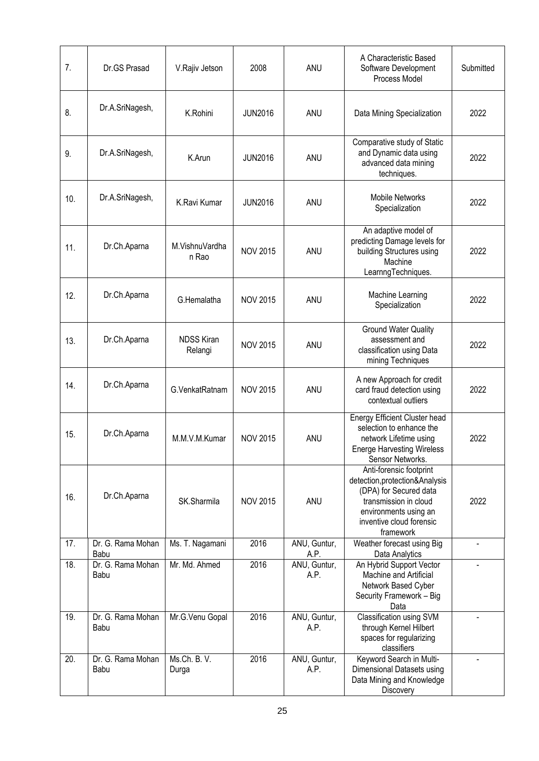| 7. | Dr.GS Prasad | V.Rajiv Jetson | 2008 | ANU | A Characteristic Based Software Development Process Model | Submitted |
|---|---|---|---|---|---|---|
| 8. | Dr.A.SriNagesh, | K.Rohini | JUN2016 | ANU | Data Mining Specialization | 2022 |
| 9. | Dr.A.SriNagesh, | K.Arun | JUN2016 | ANU | Comparative study of Static and Dynamic data using advanced data mining techniques. | 2022 |
| 10. | Dr.A.SriNagesh, | K.Ravi Kumar | JUN2016 | ANU | Mobile Networks Specialization | 2022 |
| 11. | Dr.Ch.Aparna | M.VishnuVardhan Rao | NOV 2015 | ANU | An adaptive model of predicting Damage levels for building Structures using Machine LearnngTechniques. | 2022 |
| 12. | Dr.Ch.Aparna | G.Hemalatha | NOV 2015 | ANU | Machine Learning Specialization | 2022 |
| 13. | Dr.Ch.Aparna | NDSS Kiran Relangi | NOV 2015 | ANU | Ground Water Quality assessment and classification using Data mining Techniques | 2022 |
| 14. | Dr.Ch.Aparna | G.VenkatRatnam | NOV 2015 | ANU | A new Approach for credit card fraud detection using contextual outliers | 2022 |
| 15. | Dr.Ch.Aparna | M.M.V.M.Kumar | NOV 2015 | ANU | Energy Efficient Cluster head selection to enhance the network Lifetime using Energe Harvesting Wireless Sensor Networks. | 2022 |
| 16. | Dr.Ch.Aparna | SK.Sharmila | NOV 2015 | ANU | Anti-forensic footprint detection,protection&Analysis (DPA) for Secured data transmission in cloud environments using an inventive cloud forensic framework | 2022 |
| 17. | Dr. G. Rama Mohan Babu | Ms. T. Nagamani | 2016 | ANU, Guntur, A.P. | Weather forecast using Big Data Analytics | - |
| 18. | Dr. G. Rama Mohan Babu | Mr. Md. Ahmed | 2016 | ANU, Guntur, A.P. | An Hybrid Support Vector Machine and Artificial Network Based Cyber Security Framework – Big Data | - |
| 19. | Dr. G. Rama Mohan Babu | Mr.G.Venu Gopal | 2016 | ANU, Guntur, A.P. | Classification using SVM through Kernel Hilbert spaces for regularizing classifiers | - |
| 20. | Dr. G. Rama Mohan Babu | Ms.Ch. B. V. Durga | 2016 | ANU, Guntur, A.P. | Keyword Search in Multi-Dimensional Datasets using Data Mining and Knowledge Discovery | - |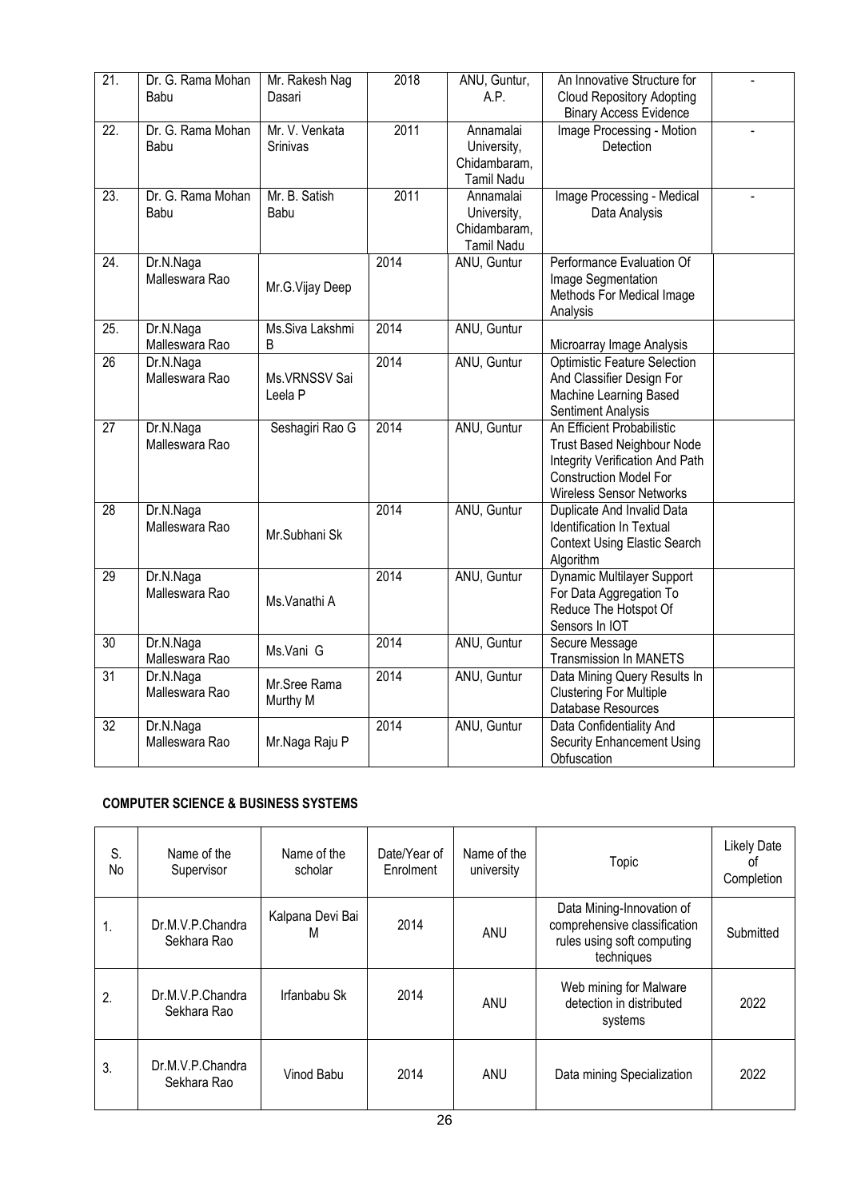| | | | | | | |
|---|---|---|---|---|---|---|
| 21. | Dr. G. Rama Mohan Babu | Mr. Rakesh Nag Dasari | 2018 | ANU, Guntur, A.P. | An Innovative Structure for Cloud Repository Adopting Binary Access Evidence | - |
| 22. | Dr. G. Rama Mohan Babu | Mr. V. Venkata Srinivas | 2011 | Annamalai University, Chidambaram, Tamil Nadu | Image Processing - Motion Detection | - |
| 23. | Dr. G. Rama Mohan Babu | Mr. B. Satish Babu | 2011 | Annamalai University, Chidambaram, Tamil Nadu | Image Processing - Medical Data Analysis | - |
| 24. | Dr.N.Naga Malleswara Rao | Mr.G.Vijay Deep | 2014 | ANU, Guntur | Performance Evaluation Of Image Segmentation Methods For Medical Image Analysis | |
| 25. | Dr.N.Naga Malleswara Rao | Ms.Siva Lakshmi B | 2014 | ANU, Guntur | Microarray Image Analysis | |
| 26 | Dr.N.Naga Malleswara Rao | Ms.VRNSSV Sai Leela P | 2014 | ANU, Guntur | Optimistic Feature Selection And Classifier Design For Machine Learning Based Sentiment Analysis | |
| 27 | Dr.N.Naga Malleswara Rao | Seshagiri Rao G | 2014 | ANU, Guntur | An Efficient Probabilistic Trust Based Neighbour Node Integrity Verification And Path Construction Model For Wireless Sensor Networks | |
| 28 | Dr.N.Naga Malleswara Rao | Mr.Subhani Sk | 2014 | ANU, Guntur | Duplicate And Invalid Data Identification In Textual Context Using Elastic Search Algorithm | |
| 29 | Dr.N.Naga Malleswara Rao | Ms.Vanathi A | 2014 | ANU, Guntur | Dynamic Multilayer Support For Data Aggregation To Reduce The Hotspot Of Sensors In IOT | |
| 30 | Dr.N.Naga Malleswara Rao | Ms.Vani G | 2014 | ANU, Guntur | Secure Message Transmission In MANETS | |
| 31 | Dr.N.Naga Malleswara Rao | Mr.Sree Rama Murthy M | 2014 | ANU, Guntur | Data Mining Query Results In Clustering For Multiple Database Resources | |
| 32 | Dr.N.Naga Malleswara Rao | Mr.Naga Raju P | 2014 | ANU, Guntur | Data Confidentiality And Security Enhancement Using Obfuscation | |

**COMPUTER SCIENCE & BUSINESS SYSTEMS**

| S. No | Name of the Supervisor | Name of the scholar | Date/Year of Enrolment | Name of the university | Topic | Likely Date of Completion |
|---|---|---|---|---|---|---|
| 1. | Dr.M.V.P.Chandra Sekhara Rao | Kalpana Devi Bai M | 2014 | ANU | Data Mining-Innovation of comprehensive classification rules using soft computing techniques | Submitted |
| 2. | Dr.M.V.P.Chandra Sekhara Rao | Irfanbabu Sk | 2014 | ANU | Web mining for Malware detection in distributed systems | 2022 |
| 3. | Dr.M.V.P.Chandra Sekhara Rao | Vinod Babu | 2014 | ANU | Data mining Specialization | 2022 |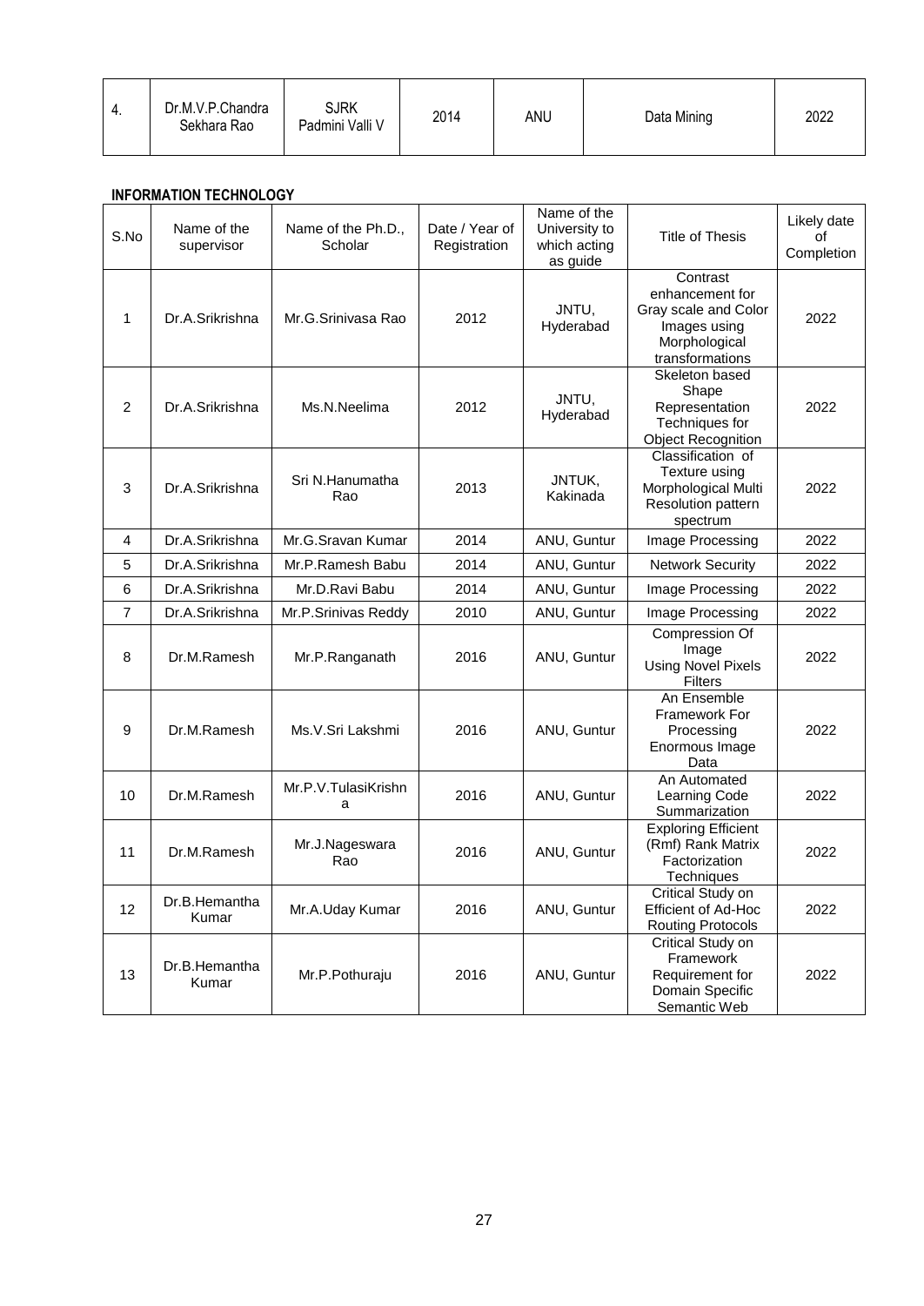| 4. | Dr.M.V.P.Chandra Sekhara Rao | SJRK Padmini Valli V | 2014 | ANU | Data Mining | 2022 |
|---|---|---|---|---|---|---|

**INFORMATION TECHNOLOGY**

| S.No | Name of the supervisor | Name of the Ph.D., Scholar | Date / Year of Registration | Name of the University to which acting as guide | Title of Thesis | Likely date of Completion |
|---|---|---|---|---|---|---|
| 1 | Dr.A.Srikrishna | Mr.G.Srinivasa Rao | 2012 | JNTU, Hyderabad | Contrast enhancement for Gray scale and Color Images using Morphological transformations | 2022 |
| 2 | Dr.A.Srikrishna | Ms.N.Neelima | 2012 | JNTU, Hyderabad | Skeleton based Shape Representation Techniques for Object Recognition | 2022 |
| 3 | Dr.A.Srikrishna | Sri N.Hanumatha Rao | 2013 | JNTUK, Kakinada | Classification of Texture using Morphological Multi Resolution pattern spectrum | 2022 |
| 4 | Dr.A.Srikrishna | Mr.G.Sravan Kumar | 2014 | ANU, Guntur | Image Processing | 2022 |
| 5 | Dr.A.Srikrishna | Mr.P.Ramesh Babu | 2014 | ANU, Guntur | Network Security | 2022 |
| 6 | Dr.A.Srikrishna | Mr.D.Ravi Babu | 2014 | ANU, Guntur | Image Processing | 2022 |
| 7 | Dr.A.Srikrishna | Mr.P.Srinivas Reddy | 2010 | ANU, Guntur | Image Processing | 2022 |
| 8 | Dr.M.Ramesh | Mr.P.Ranganath | 2016 | ANU, Guntur | Compression Of Image Using Novel Pixels Filters | 2022 |
| 9 | Dr.M.Ramesh | Ms.V.Sri Lakshmi | 2016 | ANU, Guntur | An Ensemble Framework For Processing Enormous Image Data | 2022 |
| 10 | Dr.M.Ramesh | Mr.P.V.TulasiKrishna | 2016 | ANU, Guntur | An Automated Learning Code Summarization | 2022 |
| 11 | Dr.M.Ramesh | Mr.J.Nageswara Rao | 2016 | ANU, Guntur | Exploring Efficient (Rmf) Rank Matrix Factorization Techniques | 2022 |
| 12 | Dr.B.Hemantha Kumar | Mr.A.Uday Kumar | 2016 | ANU, Guntur | Critical Study on Efficient of Ad-Hoc Routing Protocols | 2022 |
| 13 | Dr.B.Hemantha Kumar | Mr.P.Pothuraju | 2016 | ANU, Guntur | Critical Study on Framework Requirement for Domain Specific Semantic Web | 2022 |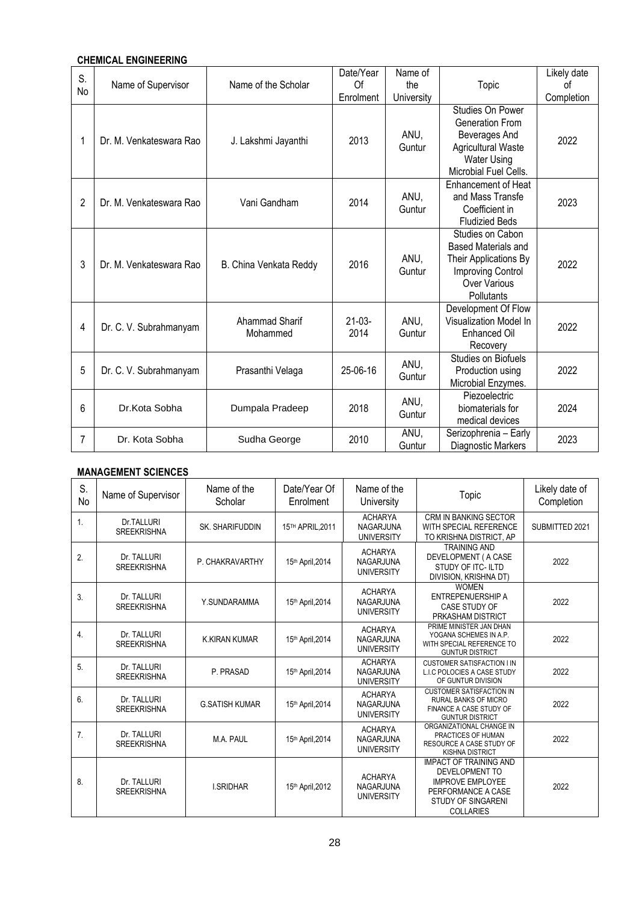**CHEMICAL ENGINEERING**

| S. No | Name of Supervisor | Name of the Scholar | Date/Year Of Enrolment | Name of the University | Topic | Likely date of Completion |
|---|---|---|---|---|---|---|
| 1 | Dr. M. Venkateswara Rao | J. Lakshmi Jayanthi | 2013 | ANU, Guntur | Studies On Power Generation From Beverages And Agricultural Waste Water Using Microbial Fuel Cells. | 2022 |
| 2 | Dr. M. Venkateswara Rao | Vani Gandham | 2014 | ANU, Guntur | Enhancement of Heat and Mass Transfe Coefficient in Fludizied Beds | 2023 |
| 3 | Dr. M. Venkateswara Rao | B. China Venkata Reddy | 2016 | ANU, Guntur | Studies on Cabon Based Materials and Their Applications By Improving Control Over Various Pollutants | 2022 |
| 4 | Dr. C. V. Subrahmanyam | Ahammad Sharif Mohammed | 21-03-2014 | ANU, Guntur | Development Of Flow Visualization Model In Enhanced Oil Recovery | 2022 |
| 5 | Dr. C. V. Subrahmanyam | Prasanthi Velaga | 25-06-16 | ANU, Guntur | Studies on Biofuels Production using Microbial Enzymes. | 2022 |
| 6 | Dr.Kota Sobha | Dumpala Pradeep | 2018 | ANU, Guntur | Piezoelectric biomaterials for medical devices | 2024 |
| 7 | Dr. Kota Sobha | Sudha George | 2010 | ANU, Guntur | Serizophrenia – Early Diagnostic Markers | 2023 |

**MANAGEMENT SCIENCES**

| S. No | Name of Supervisor | Name of the Scholar | Date/Year Of Enrolment | Name of the University | Topic | Likely date of Completion |
|---|---|---|---|---|---|---|
| 1. | Dr.TALLURI SREEKRISHNA | SK. SHARIFUDDIN | 15TH APRIL,2011 | ACHARYA NAGARJUNA UNIVERSITY | CRM IN BANKING SECTOR WITH SPECIAL REFERENCE TO KRISHNA DISTRICT, AP | SUBMITTED 2021 |
| 2. | Dr. TALLURI SREEKRISHNA | P. CHAKRAVARTHY | 15th April,2014 | ACHARYA NAGARJUNA UNIVERSITY | TRAINING AND DEVELOPMENT ( A CASE STUDY OF ITC- ILTD DIVISION, KRISHNA DT) | 2022 |
| 3. | Dr. TALLURI SREEKRISHNA | Y.SUNDARAMMA | 15th April,2014 | ACHARYA NAGARJUNA UNIVERSITY | WOMEN ENTREPENUERSHIP A CASE STUDY OF PRKASHAM DISTRICT | 2022 |
| 4. | Dr. TALLURI SREEKRISHNA | K.KIRAN KUMAR | 15th April,2014 | ACHARYA NAGARJUNA UNIVERSITY | PRIME MINISTER JAN DHAN YOGANA SCHEMES IN A.P. WITH SPECIAL REFERENCE TO GUNTUR DISTRICT | 2022 |
| 5. | Dr. TALLURI SREEKRISHNA | P. PRASAD | 15th April,2014 | ACHARYA NAGARJUNA UNIVERSITY | CUSTOMER SATISFACTION I IN L.I.C POLOCIES A CASE STUDY OF GUNTUR DIVISION | 2022 |
| 6. | Dr. TALLURI SREEKRISHNA | G.SATISH KUMAR | 15th April,2014 | ACHARYA NAGARJUNA UNIVERSITY | CUSTOMER SATISFACTION IN RURAL BANKS OF MICRO FINANCE A CASE STUDY OF GUNTUR DISTRICT | 2022 |
| 7. | Dr. TALLURI SREEKRISHNA | M.A. PAUL | 15th April,2014 | ACHARYA NAGARJUNA UNIVERSITY | ORGANIZATIONAL CHANGE IN PRACTICES OF HUMAN RESOURCE A CASE STUDY OF KISHNA DISTRICT | 2022 |
| 8. | Dr. TALLURI SREEKRISHNA | I.SRIDHAR | 15th April,2012 | ACHARYA NAGARJUNA UNIVERSITY | IMPACT OF TRAINING AND DEVELOPMENT TO IMPROVE EMPLOYEE PERFORMANCE A CASE STUDY OF SINGARENI COLLARIES | 2022 |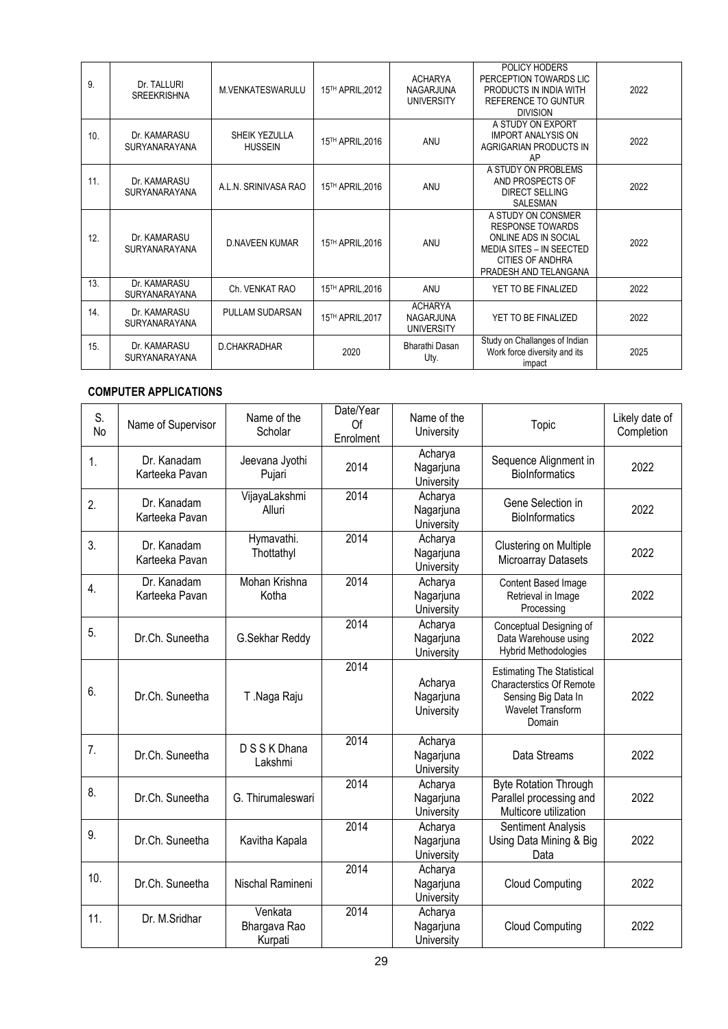| | | | | | | |
|---|---|---|---|---|---|---|
| 9. | Dr. TALLURI SREEKRISHNA | M.VENKATESWARULU | 15TH APRIL,2012 | ACHARYA NAGARJUNA UNIVERSITY | POLICY HODERS PERCEPTION TOWARDS LIC PRODUCTS IN INDIA WITH REFERENCE TO GUNTUR DIVISION | 2022 |
| 10. | Dr. KAMARASU SURYANARAYANA | SHEIK YEZULLA HUSSEIN | 15TH APRIL,2016 | ANU | A STUDY ON EXPORT IMPORT ANALYSIS ON AGRIGARIAN PRODUCTS IN AP | 2022 |
| 11. | Dr. KAMARASU SURYANARAYANA | A.L.N. SRINIVASA RAO | 15TH APRIL,2016 | ANU | A STUDY ON PROBLEMS AND PROSPECTS OF DIRECT SELLING SALESMAN | 2022 |
| 12. | Dr. KAMARASU SURYANARAYANA | D.NAVEEN KUMAR | 15TH APRIL,2016 | ANU | A STUDY ON CONSMER RESPONSE TOWARDS ONLINE ADS IN SOCIAL MEDIA SITES – IN SEECTED CITIES OF ANDHRA PRADESH AND TELANGANA | 2022 |
| 13. | Dr. KAMARASU SURYANARAYANA | Ch. VENKAT RAO | 15TH APRIL,2016 | ANU | YET TO BE FINALIZED | 2022 |
| 14. | Dr. KAMARASU SURYANARAYANA | PULLAM SUDARSAN | 15TH APRIL,2017 | ACHARYA NAGARJUNA UNIVERSITY | YET TO BE FINALIZED | 2022 |
| 15. | Dr. KAMARASU SURYANARAYANA | D.CHAKRADHAR | 2020 | Bharathi Dasan Uty. | Study on Challanges of Indian Work force diversity and its impact | 2025 |

**COMPUTER APPLICATIONS**

| S. No | Name of Supervisor | Name of the Scholar | Date/Year Of Enrolment | Name of the University | Topic | Likely date of Completion |
|---|---|---|---|---|---|---|
| 1. | Dr. Kanadam Karteeka Pavan | Jeevana Jyothi Pujari | 2014 | Acharya Nagarjuna University | Sequence Alignment in BioInformatics | 2022 |
| 2. | Dr. Kanadam Karteeka Pavan | VijayaLakshmi Alluri | 2014 | Acharya Nagarjuna University | Gene Selection in BioInformatics | 2022 |
| 3. | Dr. Kanadam Karteeka Pavan | Hymavathi. Thottathyl | 2014 | Acharya Nagarjuna University | Clustering on Multiple Microarray Datasets | 2022 |
| 4. | Dr. Kanadam Karteeka Pavan | Mohan Krishna Kotha | 2014 | Acharya Nagarjuna University | Content Based Image Retrieval in Image Processing | 2022 |
| 5. | Dr.Ch. Suneetha | G.Sekhar Reddy | 2014 | Acharya Nagarjuna University | Conceptual Designing of Data Warehouse using Hybrid Methodologies | 2022 |
| 6. | Dr.Ch. Suneetha | T .Naga Raju | 2014 | Acharya Nagarjuna University | Estimating The Statistical Characterstics Of Remote Sensing Big Data In Wavelet Transform Domain | 2022 |
| 7. | Dr.Ch. Suneetha | D S S K Dhana Lakshmi | 2014 | Acharya Nagarjuna University | Data Streams | 2022 |
| 8. | Dr.Ch. Suneetha | G. Thirumaleswari | 2014 | Acharya Nagarjuna University | Byte Rotation Through Parallel processing and Multicore utilization | 2022 |
| 9. | Dr.Ch. Suneetha | Kavitha Kapala | 2014 | Acharya Nagarjuna University | Sentiment Analysis Using Data Mining & Big Data | 2022 |
| 10. | Dr.Ch. Suneetha | Nischal Ramineni | 2014 | Acharya Nagarjuna University | Cloud Computing | 2022 |
| 11. | Dr. M.Sridhar | Venkata Bhargava Rao Kurpati | 2014 | Acharya Nagarjuna University | Cloud Computing | 2022 |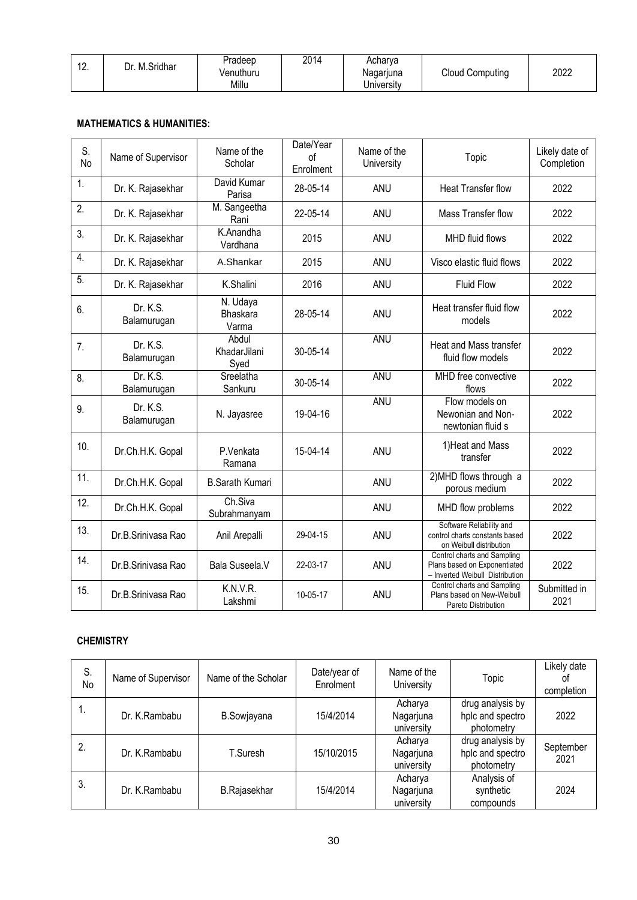| 12. | Dr. M.Sridhar | Pradeep Venuthuru Millu | 2014 | Acharya Nagarjuna University | Cloud Computing | 2022 |
|---|---|---|---|---|---|---|

**MATHEMATICS & HUMANITIES:**

| S. No | Name of Supervisor | Name of the Scholar | Date/Year of Enrolment | Name of the University | Topic | Likely date of Completion |
|---|---|---|---|---|---|---|
| 1. | Dr. K. Rajasekhar | David Kumar Parisa | 28-05-14 | ANU | Heat Transfer flow | 2022 |
| 2. | Dr. K. Rajasekhar | M. Sangeetha Rani | 22-05-14 | ANU | Mass Transfer flow | 2022 |
| 3. | Dr. K. Rajasekhar | K.Anandha Vardhana | 2015 | ANU | MHD fluid flows | 2022 |
| 4. | Dr. K. Rajasekhar | A.Shankar | 2015 | ANU | Visco elastic fluid flows | 2022 |
| 5. | Dr. K. Rajasekhar | K.Shalini | 2016 | ANU | Fluid Flow | 2022 |
| 6. | Dr. K.S. Balamurugan | N. Udaya Bhaskara Varma | 28-05-14 | ANU | Heat transfer fluid flow models | 2022 |
| 7. | Dr. K.S. Balamurugan | Abdul KhadarJilani Syed | 30-05-14 | ANU | Heat and Mass transfer fluid flow models | 2022 |
| 8. | Dr. K.S. Balamurugan | Sreelatha Sankuru | 30-05-14 | ANU | MHD free convective flows | 2022 |
| 9. | Dr. K.S. Balamurugan | N. Jayasree | 19-04-16 | ANU | Flow models on Newonian and Non-newtonian fluid s | 2022 |
| 10. | Dr.Ch.H.K. Gopal | P.Venkata Ramana | 15-04-14 | ANU | 1)Heat and Mass transfer | 2022 |
| 11. | Dr.Ch.H.K. Gopal | B.Sarath Kumari | | ANU | 2)MHD flows through a porous medium | 2022 |
| 12. | Dr.Ch.H.K. Gopal | Ch.Siva Subrahmanyam | | ANU | MHD flow problems | 2022 |
| 13. | Dr.B.Srinivasa Rao | Anil Arepalli | 29-04-15 | ANU | Software Reliability and control charts constants based on Weibull distribution | 2022 |
| 14. | Dr.B.Srinivasa Rao | Bala Suseela.V | 22-03-17 | ANU | Control charts and Sampling Plans based on Exponentiated – Inverted Weibull Distribution | 2022 |
| 15. | Dr.B.Srinivasa Rao | K.N.V.R. Lakshmi | 10-05-17 | ANU | Control charts and Sampling Plans based on New-Weibull Pareto Distribution | Submitted in 2021 |

**CHEMISTRY**

| S. No | Name of Supervisor | Name of the Scholar | Date/year of Enrolment | Name of the University | Topic | Likely date of completion |
|---|---|---|---|---|---|---|
| 1. | Dr. K.Rambabu | B.Sowjayana | 15/4/2014 | Acharya Nagarjuna university | drug analysis by hplc and spectro photometry | 2022 |
| 2. | Dr. K.Rambabu | T.Suresh | 15/10/2015 | Acharya Nagarjuna university | drug analysis by hplc and spectro photometry | September 2021 |
| 3. | Dr. K.Rambabu | B.Rajasekhar | 15/4/2014 | Acharya Nagarjuna university | Analysis of synthetic compounds | 2024 |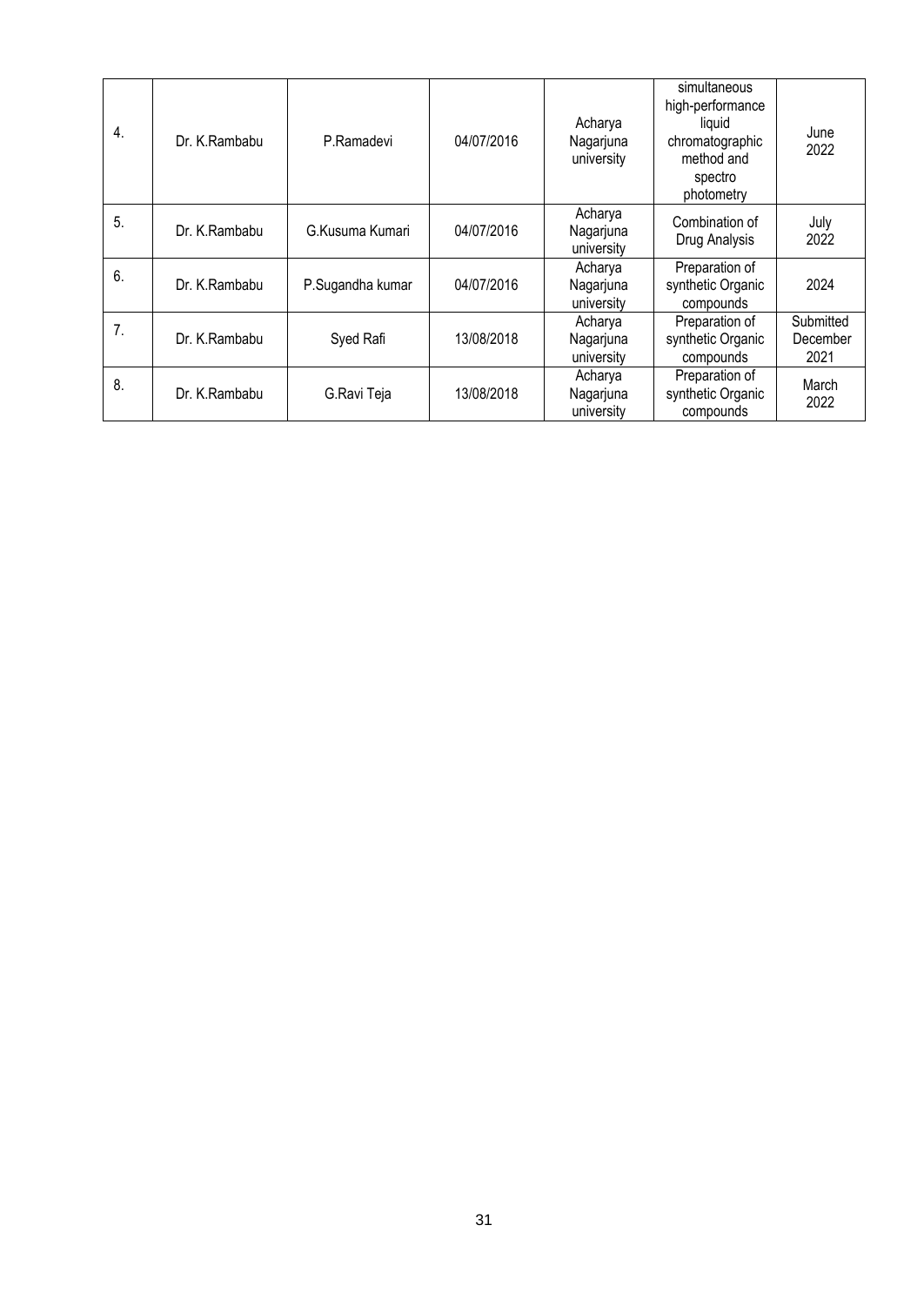| 4. | Dr. K.Rambabu | P.Ramadevi | 04/07/2016 | Acharya Nagarjuna university | simultaneous high-performance liquid chromatographic method and spectro photometry | June 2022 |
|---|---|---|---|---|---|---|
| 5. | Dr. K.Rambabu | G.Kusuma Kumari | 04/07/2016 | Acharya Nagarjuna university | Combination of Drug Analysis | July 2022 |
| 6. | Dr. K.Rambabu | P.Sugandha kumar | 04/07/2016 | Acharya Nagarjuna university | Preparation of synthetic Organic compounds | 2024 |
| 7. | Dr. K.Rambabu | Syed Rafi | 13/08/2018 | Acharya Nagarjuna university | Preparation of synthetic Organic compounds | Submitted December 2021 |
| 8. | Dr. K.Rambabu | G.Ravi Teja | 13/08/2018 | Acharya Nagarjuna university | Preparation of synthetic Organic compounds | March 2022 |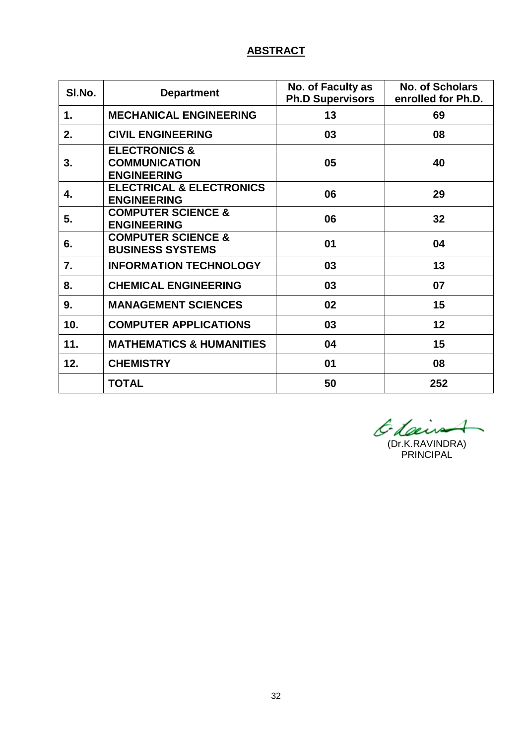## ABSTRACT

| Sl.No. | Department | No. of Faculty as Ph.D Supervisors | No. of Scholars enrolled for Ph.D. |
|---|---|---|---|
| 1. | MECHANICAL ENGINEERING | 13 | 69 |
| 2. | CIVIL ENGINEERING | 03 | 08 |
| 3. | ELECTRONICS & COMMUNICATION ENGINEERING | 05 | 40 |
| 4. | ELECTRICAL & ELECTRONICS ENGINEERING | 06 | 29 |
| 5. | COMPUTER SCIENCE & ENGINEERING | 06 | 32 |
| 6. | COMPUTER SCIENCE & BUSINESS SYSTEMS | 01 | 04 |
| 7. | INFORMATION TECHNOLOGY | 03 | 13 |
| 8. | CHEMICAL ENGINEERING | 03 | 07 |
| 9. | MANAGEMENT SCIENCES | 02 | 15 |
| 10. | COMPUTER APPLICATIONS | 03 | 12 |
| 11. | MATHEMATICS & HUMANITIES | 04 | 15 |
| 12. | CHEMISTRY | 01 | 08 |
| | TOTAL | 50 | 252 |

(Dr.K.RAVINDRA)
PRINCIPAL